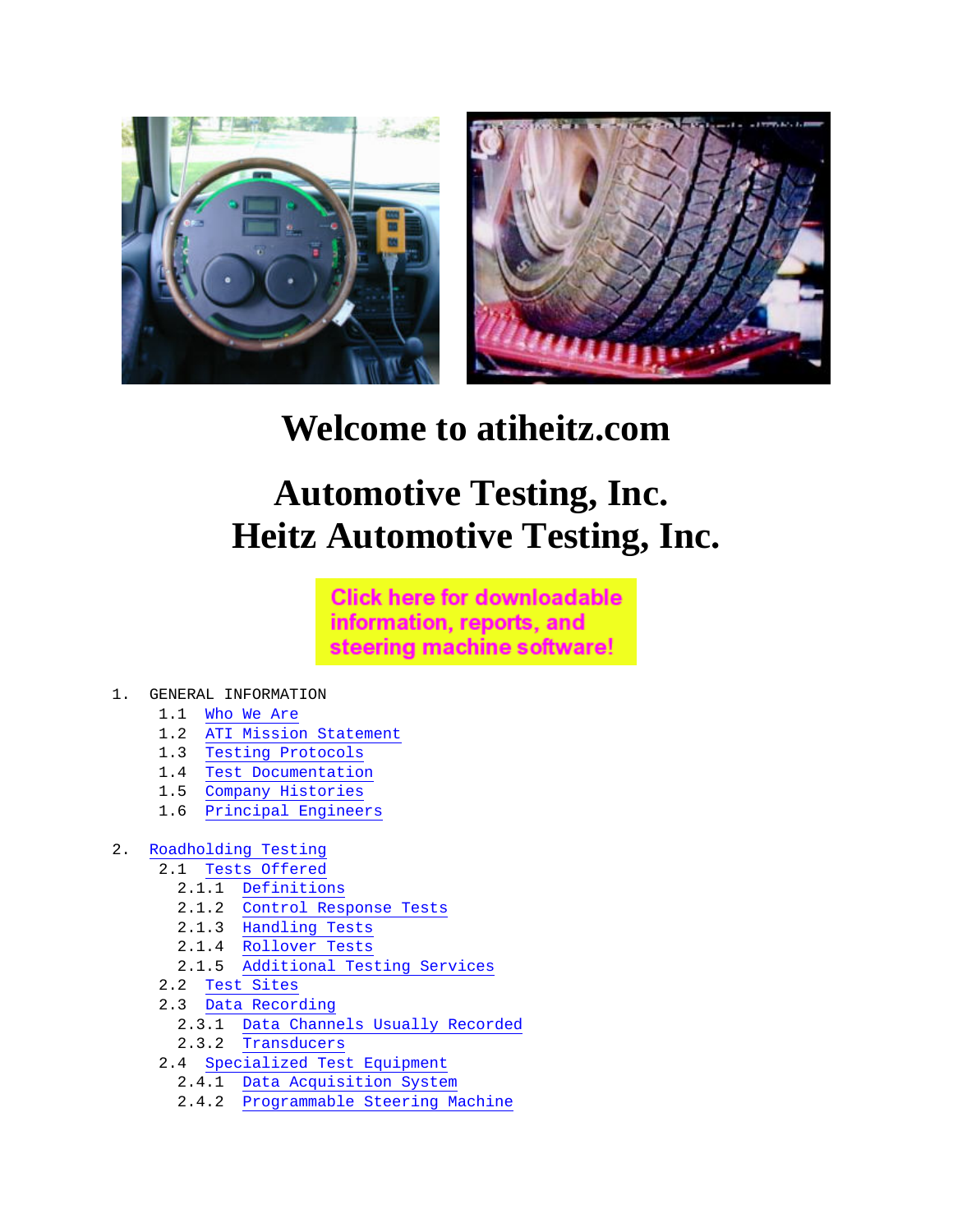# Welcome to atiheitz.com

# Automotive Testing, Inc.
# Heitz Automotive Testing, Inc.

**Click here for downloadable information, reports, and steering machine software!**

1. GENERAL INFORMATION
   - 1.1 Who We Are
   - 1.2 ATI Mission Statement
   - 1.3 Testing Protocols
   - 1.4 Test Documentation
   - 1.5 Company Histories
   - 1.6 Principal Engineers

2. Roadholding Testing
   - 2.1 Tests Offered
     - 2.1.1 Definitions
     - 2.1.2 Control Response Tests
     - 2.1.3 Handling Tests
     - 2.1.4 Rollover Tests
     - 2.1.5 Additional Testing Services
   - 2.2 Test Sites
   - 2.3 Data Recording
     - 2.3.1 Data Channels Usually Recorded
     - 2.3.2 Transducers
   - 2.4 Specialized Test Equipment
     - 2.4.1 Data Acquisition System
     - 2.4.2 Programmable Steering Machine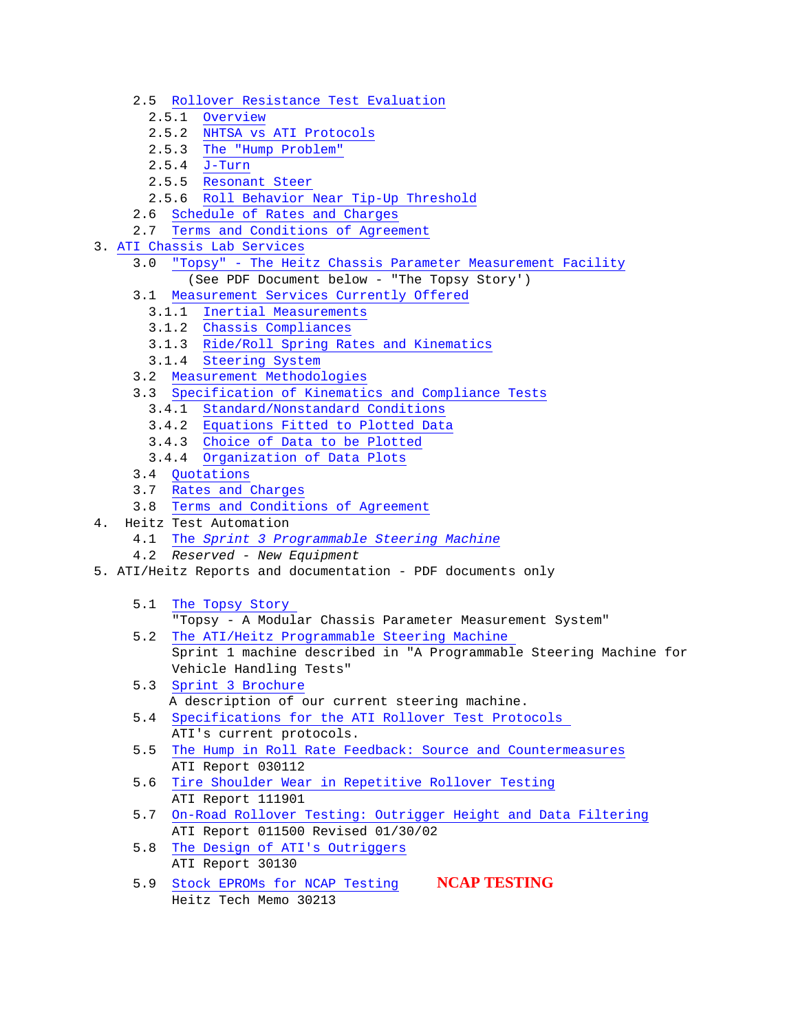- 2.5 Rollover Resistance Test Evaluation
  - 2.5.1 Overview
  - 2.5.2 NHTSA vs ATI Protocols
  - 2.5.3 The "Hump Problem"
  - 2.5.4 J-Turn
  - 2.5.5 Resonant Steer
  - 2.5.6 Roll Behavior Near Tip-Up Threshold
- 2.6 Schedule of Rates and Charges
- 2.7 Terms and Conditions of Agreement

3. ATI Chassis Lab Services
   - 3.0 "Topsy" - The Heitz Chassis Parameter Measurement Facility
     (See PDF Document below - "The Topsy Story')
   - 3.1 Measurement Services Currently Offered
     - 3.1.1 Inertial Measurements
     - 3.1.2 Chassis Compliances
     - 3.1.3 Ride/Roll Spring Rates and Kinematics
     - 3.1.4 Steering System
   - 3.2 Measurement Methodologies
   - 3.3 Specification of Kinematics and Compliance Tests
     - 3.4.1 Standard/Nonstandard Conditions
     - 3.4.2 Equations Fitted to Plotted Data
     - 3.4.3 Choice of Data to be Plotted
     - 3.4.4 Organization of Data Plots
   - 3.4 Quotations
   - 3.7 Rates and Charges
   - 3.8 Terms and Conditions of Agreement

4. Heitz Test Automation
   - 4.1 *The Sprint 3 Programmable Steering Machine*
   - 4.2 *Reserved - New Equipment*

5. ATI/Heitz Reports and documentation - PDF documents only
   - 5.1 The Topsy Story
     "Topsy - A Modular Chassis Parameter Measurement System"
   - 5.2 The ATI/Heitz Programmable Steering Machine
     Sprint 1 machine described in "A Programmable Steering Machine for Vehicle Handling Tests"
   - 5.3 Sprint 3 Brochure
     A description of our current steering machine.
   - 5.4 Specifications for the ATI Rollover Test Protocols
     ATI's current protocols.
   - 5.5 The Hump in Roll Rate Feedback: Source and Countermeasures
     ATI Report 030112
   - 5.6 Tire Shoulder Wear in Repetitive Rollover Testing
     ATI Report 111901
   - 5.7 On-Road Rollover Testing: Outrigger Height and Data Filtering
     ATI Report 011500 Revised 01/30/02
   - 5.8 The Design of ATI's Outriggers
     ATI Report 30130
   - 5.9 Stock EPROMs for NCAP Testing **NCAP TESTING**
     Heitz Tech Memo 30213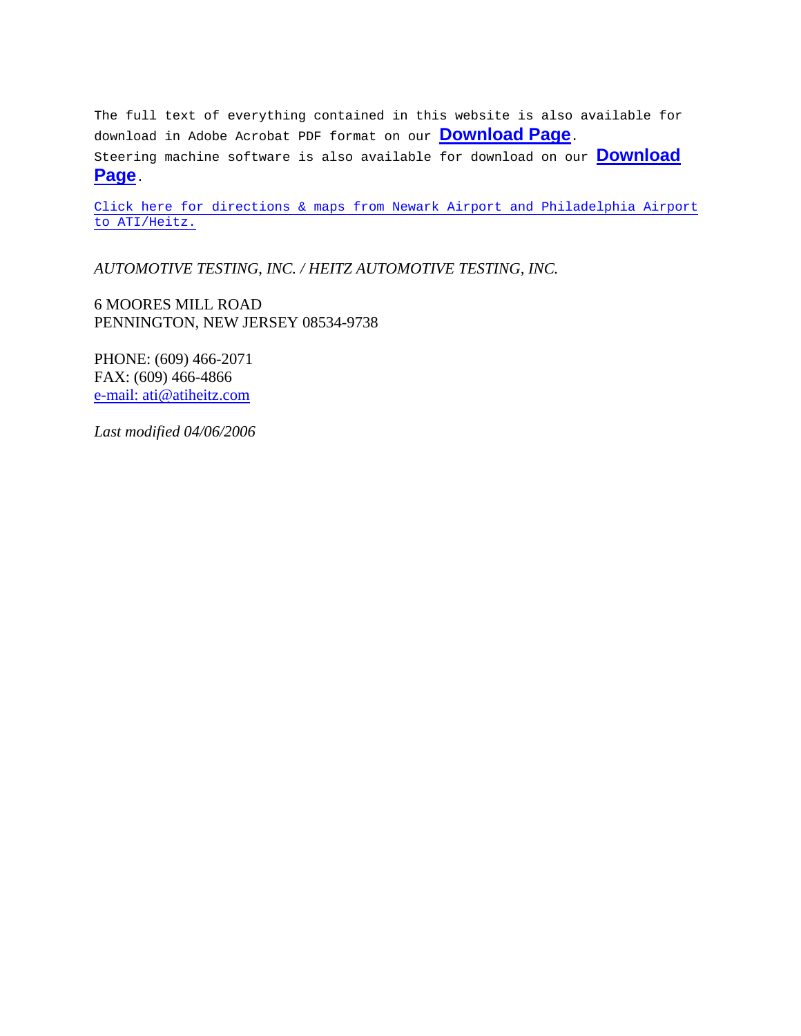The full text of everything contained in this website is also available for download in Adobe Acrobat PDF format on our **Download Page**.
Steering machine software is also available for download on our **Download Page**.

Click here for directions & maps from Newark Airport and Philadelphia Airport to ATI/Heitz.

*AUTOMOTIVE TESTING, INC. / HEITZ AUTOMOTIVE TESTING, INC.*

6 MOORES MILL ROAD
PENNINGTON, NEW JERSEY 08534-9738

PHONE: (609) 466-2071
FAX: (609) 466-4866
e-mail: ati@atiheitz.com

*Last modified 04/06/2006*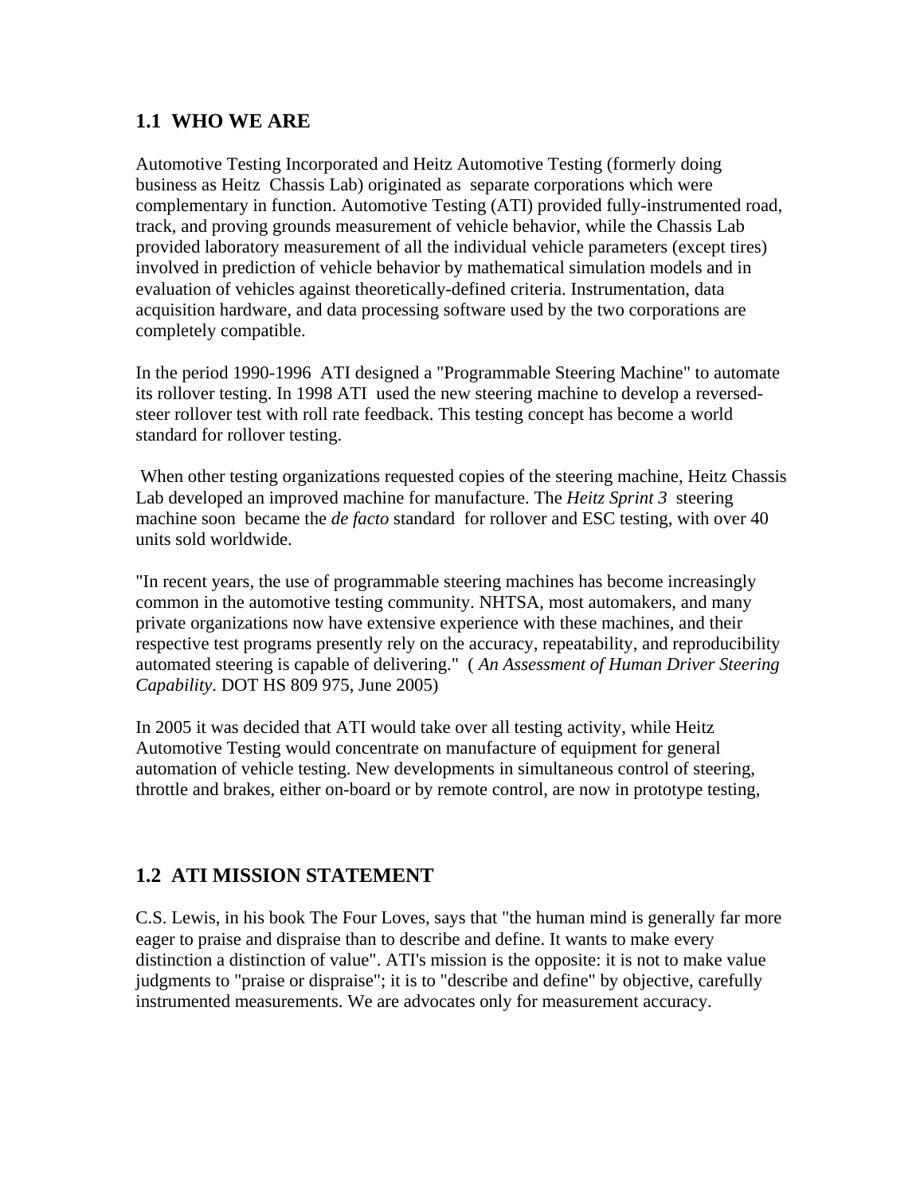## 1.1 WHO WE ARE

Automotive Testing Incorporated and Heitz Automotive Testing (formerly doing business as Heitz Chassis Lab) originated as separate corporations which were complementary in function. Automotive Testing (ATI) provided fully-instrumented road, track, and proving grounds measurement of vehicle behavior, while the Chassis Lab provided laboratory measurement of all the individual vehicle parameters (except tires) involved in prediction of vehicle behavior by mathematical simulation models and in evaluation of vehicles against theoretically-defined criteria. Instrumentation, data acquisition hardware, and data processing software used by the two corporations are completely compatible.

In the period 1990-1996 ATI designed a "Programmable Steering Machine" to automate its rollover testing. In 1998 ATI used the new steering machine to develop a reversed-steer rollover test with roll rate feedback. This testing concept has become a world standard for rollover testing.

When other testing organizations requested copies of the steering machine, Heitz Chassis Lab developed an improved machine for manufacture. The *Heitz Sprint 3* steering machine soon became the *de facto* standard for rollover and ESC testing, with over 40 units sold worldwide.

"In recent years, the use of programmable steering machines has become increasingly common in the automotive testing community. NHTSA, most automakers, and many private organizations now have extensive experience with these machines, and their respective test programs presently rely on the accuracy, repeatability, and reproducibility automated steering is capable of delivering." ( *An Assessment of Human Driver Steering Capability*. DOT HS 809 975, June 2005)

In 2005 it was decided that ATI would take over all testing activity, while Heitz Automotive Testing would concentrate on manufacture of equipment for general automation of vehicle testing. New developments in simultaneous control of steering, throttle and brakes, either on-board or by remote control, are now in prototype testing,

## 1.2 ATI MISSION STATEMENT

C.S. Lewis, in his book The Four Loves, says that "the human mind is generally far more eager to praise and dispraise than to describe and define. It wants to make every distinction a distinction of value". ATI's mission is the opposite: it is not to make value judgments to "praise or dispraise"; it is to "describe and define" by objective, carefully instrumented measurements. We are advocates only for measurement accuracy.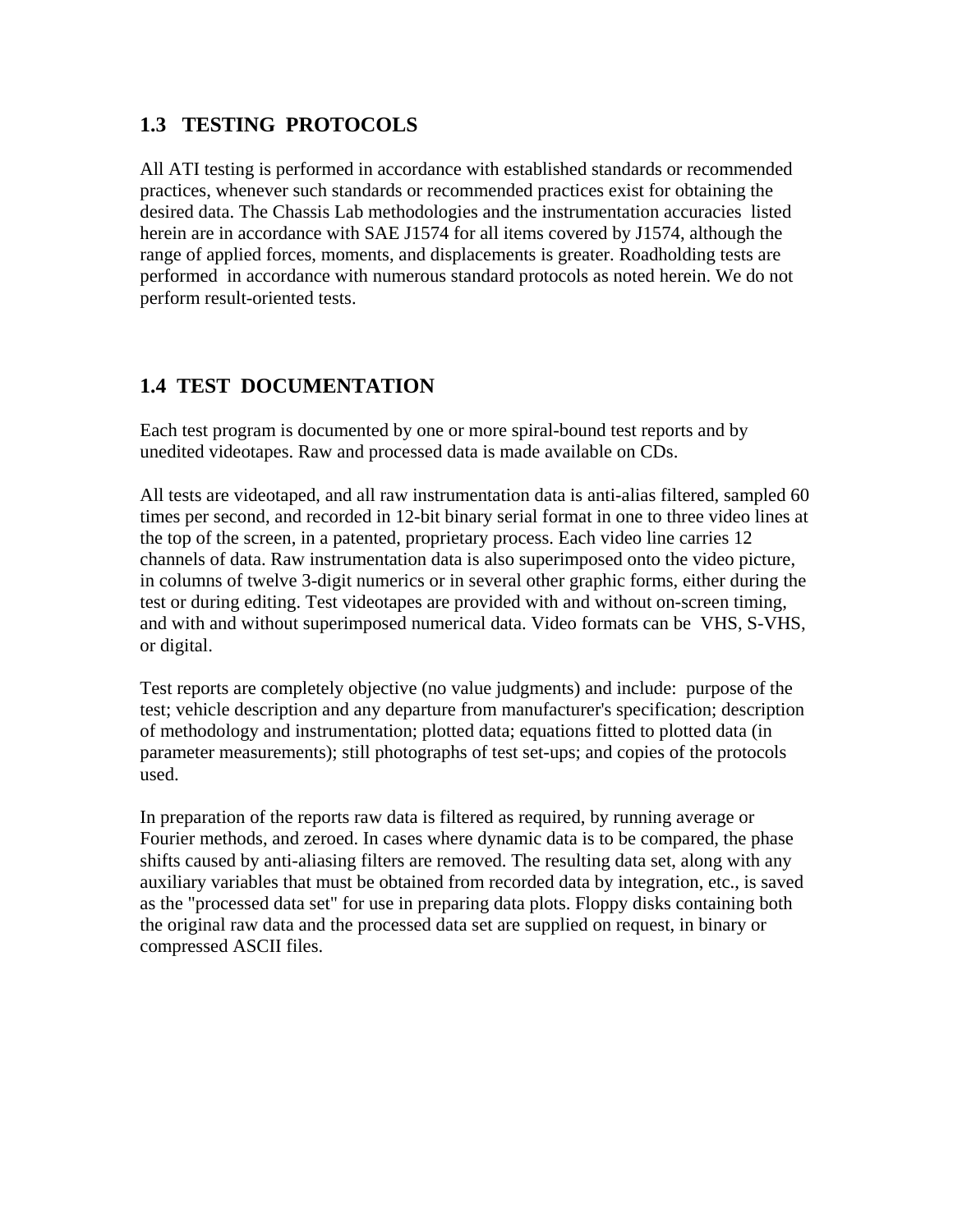## 1.3 TESTING PROTOCOLS

All ATI testing is performed in accordance with established standards or recommended practices, whenever such standards or recommended practices exist for obtaining the desired data. The Chassis Lab methodologies and the instrumentation accuracies listed herein are in accordance with SAE J1574 for all items covered by J1574, although the range of applied forces, moments, and displacements is greater. Roadholding tests are performed in accordance with numerous standard protocols as noted herein. We do not perform result-oriented tests.

## 1.4 TEST DOCUMENTATION

Each test program is documented by one or more spiral-bound test reports and by unedited videotapes. Raw and processed data is made available on CDs.

All tests are videotaped, and all raw instrumentation data is anti-alias filtered, sampled 60 times per second, and recorded in 12-bit binary serial format in one to three video lines at the top of the screen, in a patented, proprietary process. Each video line carries 12 channels of data. Raw instrumentation data is also superimposed onto the video picture, in columns of twelve 3-digit numerics or in several other graphic forms, either during the test or during editing. Test videotapes are provided with and without on-screen timing, and with and without superimposed numerical data. Video formats can be VHS, S-VHS, or digital.

Test reports are completely objective (no value judgments) and include: purpose of the test; vehicle description and any departure from manufacturer's specification; description of methodology and instrumentation; plotted data; equations fitted to plotted data (in parameter measurements); still photographs of test set-ups; and copies of the protocols used.

In preparation of the reports raw data is filtered as required, by running average or Fourier methods, and zeroed. In cases where dynamic data is to be compared, the phase shifts caused by anti-aliasing filters are removed. The resulting data set, along with any auxiliary variables that must be obtained from recorded data by integration, etc., is saved as the "processed data set" for use in preparing data plots. Floppy disks containing both the original raw data and the processed data set are supplied on request, in binary or compressed ASCII files.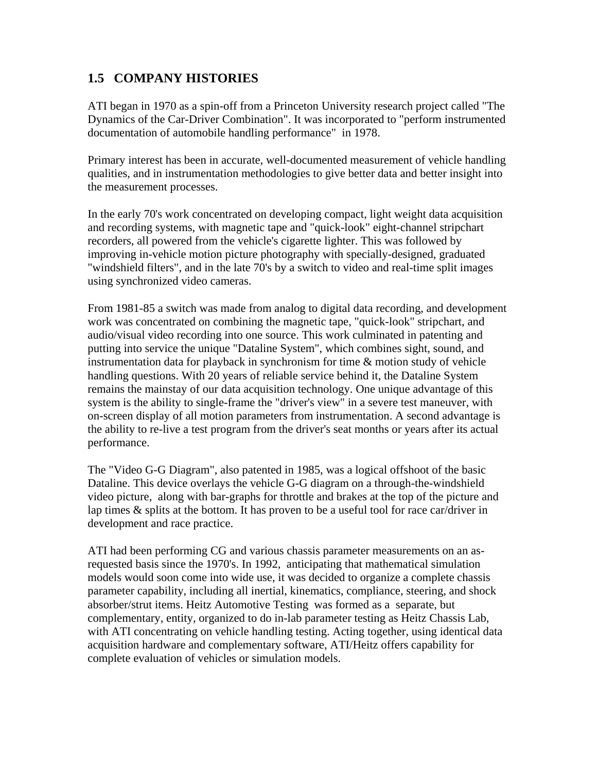## 1.5 COMPANY HISTORIES

ATI began in 1970 as a spin-off from a Princeton University research project called "The Dynamics of the Car-Driver Combination". It was incorporated to "perform instrumented documentation of automobile handling performance" in 1978.

Primary interest has been in accurate, well-documented measurement of vehicle handling qualities, and in instrumentation methodologies to give better data and better insight into the measurement processes.

In the early 70's work concentrated on developing compact, light weight data acquisition and recording systems, with magnetic tape and "quick-look" eight-channel stripchart recorders, all powered from the vehicle's cigarette lighter. This was followed by improving in-vehicle motion picture photography with specially-designed, graduated "windshield filters", and in the late 70's by a switch to video and real-time split images using synchronized video cameras.

From 1981-85 a switch was made from analog to digital data recording, and development work was concentrated on combining the magnetic tape, "quick-look" stripchart, and audio/visual video recording into one source. This work culminated in patenting and putting into service the unique "Dataline System", which combines sight, sound, and instrumentation data for playback in synchronism for time & motion study of vehicle handling questions. With 20 years of reliable service behind it, the Dataline System remains the mainstay of our data acquisition technology. One unique advantage of this system is the ability to single-frame the "driver's view" in a severe test maneuver, with on-screen display of all motion parameters from instrumentation. A second advantage is the ability to re-live a test program from the driver's seat months or years after its actual performance.

The "Video G-G Diagram", also patented in 1985, was a logical offshoot of the basic Dataline. This device overlays the vehicle G-G diagram on a through-the-windshield video picture, along with bar-graphs for throttle and brakes at the top of the picture and lap times & splits at the bottom. It has proven to be a useful tool for race car/driver in development and race practice.

ATI had been performing CG and various chassis parameter measurements on an as-requested basis since the 1970's. In 1992, anticipating that mathematical simulation models would soon come into wide use, it was decided to organize a complete chassis parameter capability, including all inertial, kinematics, compliance, steering, and shock absorber/strut items. Heitz Automotive Testing was formed as a separate, but complementary, entity, organized to do in-lab parameter testing as Heitz Chassis Lab, with ATI concentrating on vehicle handling testing. Acting together, using identical data acquisition hardware and complementary software, ATI/Heitz offers capability for complete evaluation of vehicles or simulation models.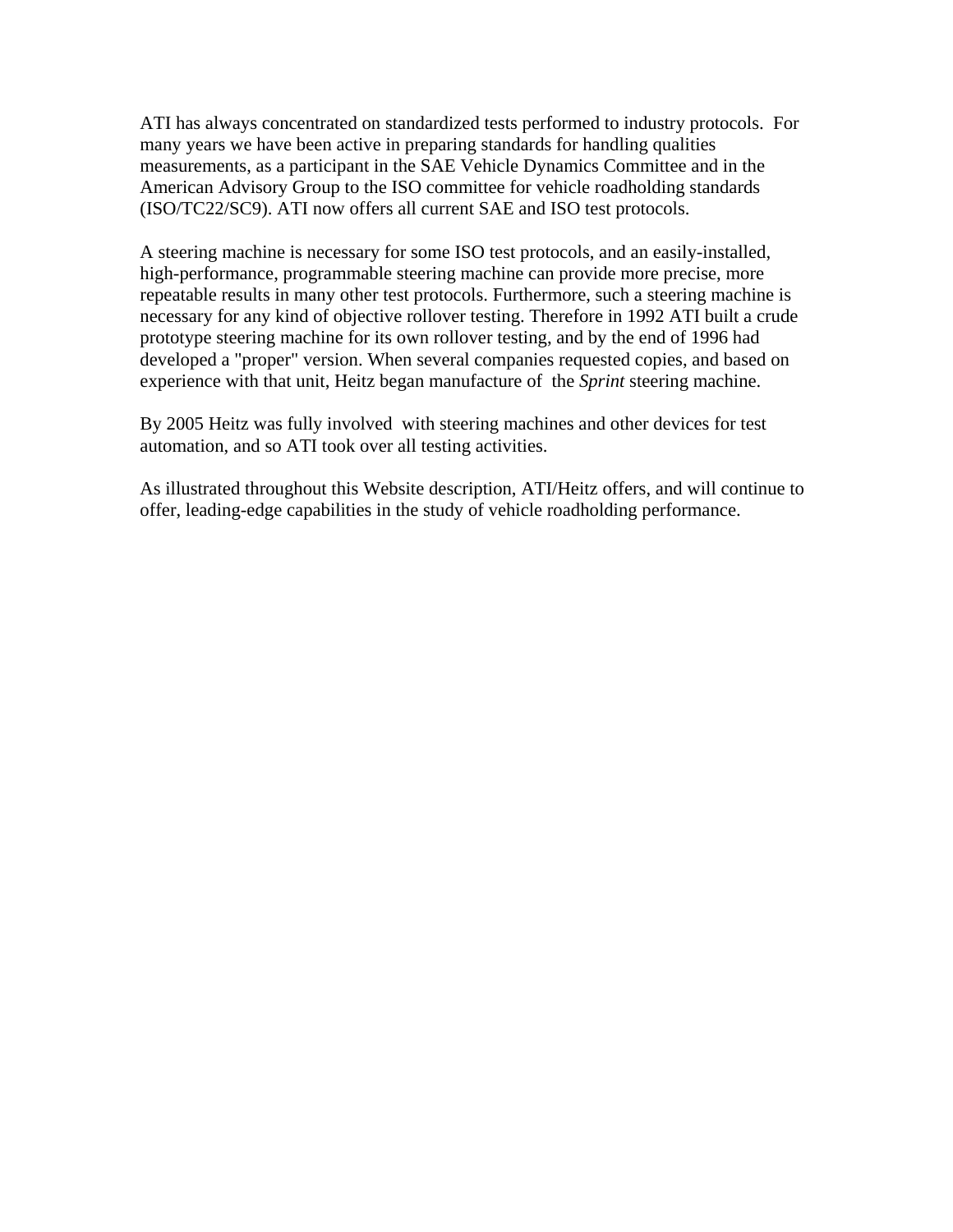ATI has always concentrated on standardized tests performed to industry protocols. For many years we have been active in preparing standards for handling qualities measurements, as a participant in the SAE Vehicle Dynamics Committee and in the American Advisory Group to the ISO committee for vehicle roadholding standards (ISO/TC22/SC9). ATI now offers all current SAE and ISO test protocols.

A steering machine is necessary for some ISO test protocols, and an easily-installed, high-performance, programmable steering machine can provide more precise, more repeatable results in many other test protocols. Furthermore, such a steering machine is necessary for any kind of objective rollover testing. Therefore in 1992 ATI built a crude prototype steering machine for its own rollover testing, and by the end of 1996 had developed a "proper" version. When several companies requested copies, and based on experience with that unit, Heitz began manufacture of the *Sprint* steering machine.

By 2005 Heitz was fully involved with steering machines and other devices for test automation, and so ATI took over all testing activities.

As illustrated throughout this Website description, ATI/Heitz offers, and will continue to offer, leading-edge capabilities in the study of vehicle roadholding performance.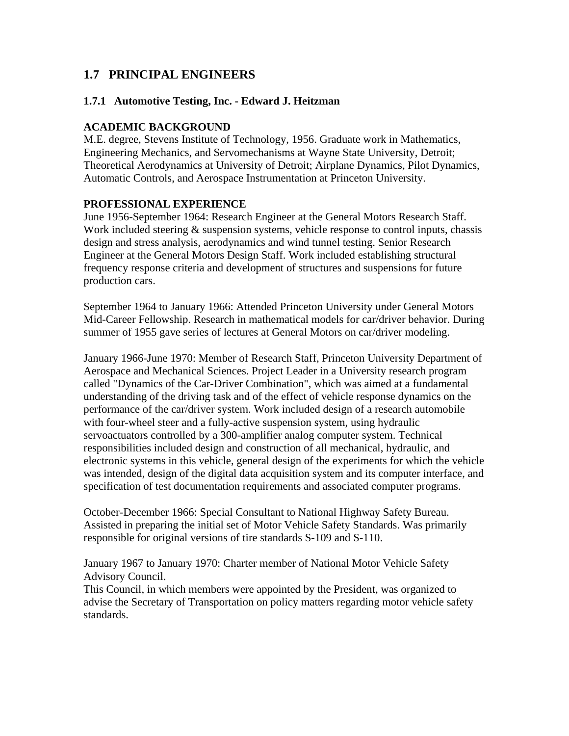## 1.7 PRINCIPAL ENGINEERS

### 1.7.1 Automotive Testing, Inc. - Edward J. Heitzman

**ACADEMIC BACKGROUND**

M.E. degree, Stevens Institute of Technology, 1956. Graduate work in Mathematics, Engineering Mechanics, and Servomechanisms at Wayne State University, Detroit; Theoretical Aerodynamics at University of Detroit; Airplane Dynamics, Pilot Dynamics, Automatic Controls, and Aerospace Instrumentation at Princeton University.

**PROFESSIONAL EXPERIENCE**

June 1956-September 1964: Research Engineer at the General Motors Research Staff. Work included steering & suspension systems, vehicle response to control inputs, chassis design and stress analysis, aerodynamics and wind tunnel testing. Senior Research Engineer at the General Motors Design Staff. Work included establishing structural frequency response criteria and development of structures and suspensions for future production cars.

September 1964 to January 1966: Attended Princeton University under General Motors Mid-Career Fellowship. Research in mathematical models for car/driver behavior. During summer of 1955 gave series of lectures at General Motors on car/driver modeling.

January 1966-June 1970: Member of Research Staff, Princeton University Department of Aerospace and Mechanical Sciences. Project Leader in a University research program called "Dynamics of the Car-Driver Combination", which was aimed at a fundamental understanding of the driving task and of the effect of vehicle response dynamics on the performance of the car/driver system. Work included design of a research automobile with four-wheel steer and a fully-active suspension system, using hydraulic servoactuators controlled by a 300-amplifier analog computer system. Technical responsibilities included design and construction of all mechanical, hydraulic, and electronic systems in this vehicle, general design of the experiments for which the vehicle was intended, design of the digital data acquisition system and its computer interface, and specification of test documentation requirements and associated computer programs.

October-December 1966: Special Consultant to National Highway Safety Bureau. Assisted in preparing the initial set of Motor Vehicle Safety Standards. Was primarily responsible for original versions of tire standards S-109 and S-110.

January 1967 to January 1970: Charter member of National Motor Vehicle Safety Advisory Council.
This Council, in which members were appointed by the President, was organized to advise the Secretary of Transportation on policy matters regarding motor vehicle safety standards.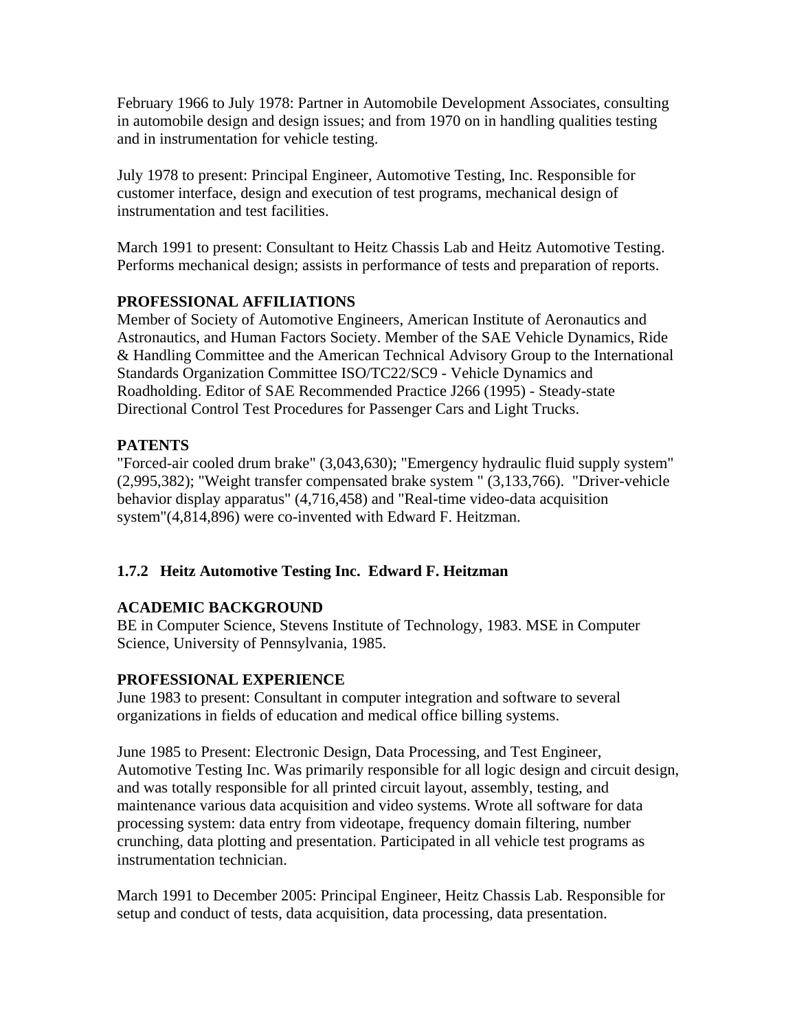February 1966 to July 1978: Partner in Automobile Development Associates, consulting in automobile design and design issues; and from 1970 on in handling qualities testing and in instrumentation for vehicle testing.

July 1978 to present: Principal Engineer, Automotive Testing, Inc. Responsible for customer interface, design and execution of test programs, mechanical design of instrumentation and test facilities.

March 1991 to present: Consultant to Heitz Chassis Lab and Heitz Automotive Testing. Performs mechanical design; assists in performance of tests and preparation of reports.

**PROFESSIONAL AFFILIATIONS**

Member of Society of Automotive Engineers, American Institute of Aeronautics and Astronautics, and Human Factors Society. Member of the SAE Vehicle Dynamics, Ride & Handling Committee and the American Technical Advisory Group to the International Standards Organization Committee ISO/TC22/SC9 - Vehicle Dynamics and Roadholding. Editor of SAE Recommended Practice J266 (1995) - Steady-state Directional Control Test Procedures for Passenger Cars and Light Trucks.

**PATENTS**

"Forced-air cooled drum brake" (3,043,630); "Emergency hydraulic fluid supply system" (2,995,382); "Weight transfer compensated brake system " (3,133,766). "Driver-vehicle behavior display apparatus" (4,716,458) and "Real-time video-data acquisition system"(4,814,896) were co-invented with Edward F. Heitzman.

### 1.7.2 Heitz Automotive Testing Inc. Edward F. Heitzman

**ACADEMIC BACKGROUND**

BE in Computer Science, Stevens Institute of Technology, 1983. MSE in Computer Science, University of Pennsylvania, 1985.

**PROFESSIONAL EXPERIENCE**

June 1983 to present: Consultant in computer integration and software to several organizations in fields of education and medical office billing systems.

June 1985 to Present: Electronic Design, Data Processing, and Test Engineer, Automotive Testing Inc. Was primarily responsible for all logic design and circuit design, and was totally responsible for all printed circuit layout, assembly, testing, and maintenance various data acquisition and video systems. Wrote all software for data processing system: data entry from videotape, frequency domain filtering, number crunching, data plotting and presentation. Participated in all vehicle test programs as instrumentation technician.

March 1991 to December 2005: Principal Engineer, Heitz Chassis Lab. Responsible for setup and conduct of tests, data acquisition, data processing, data presentation.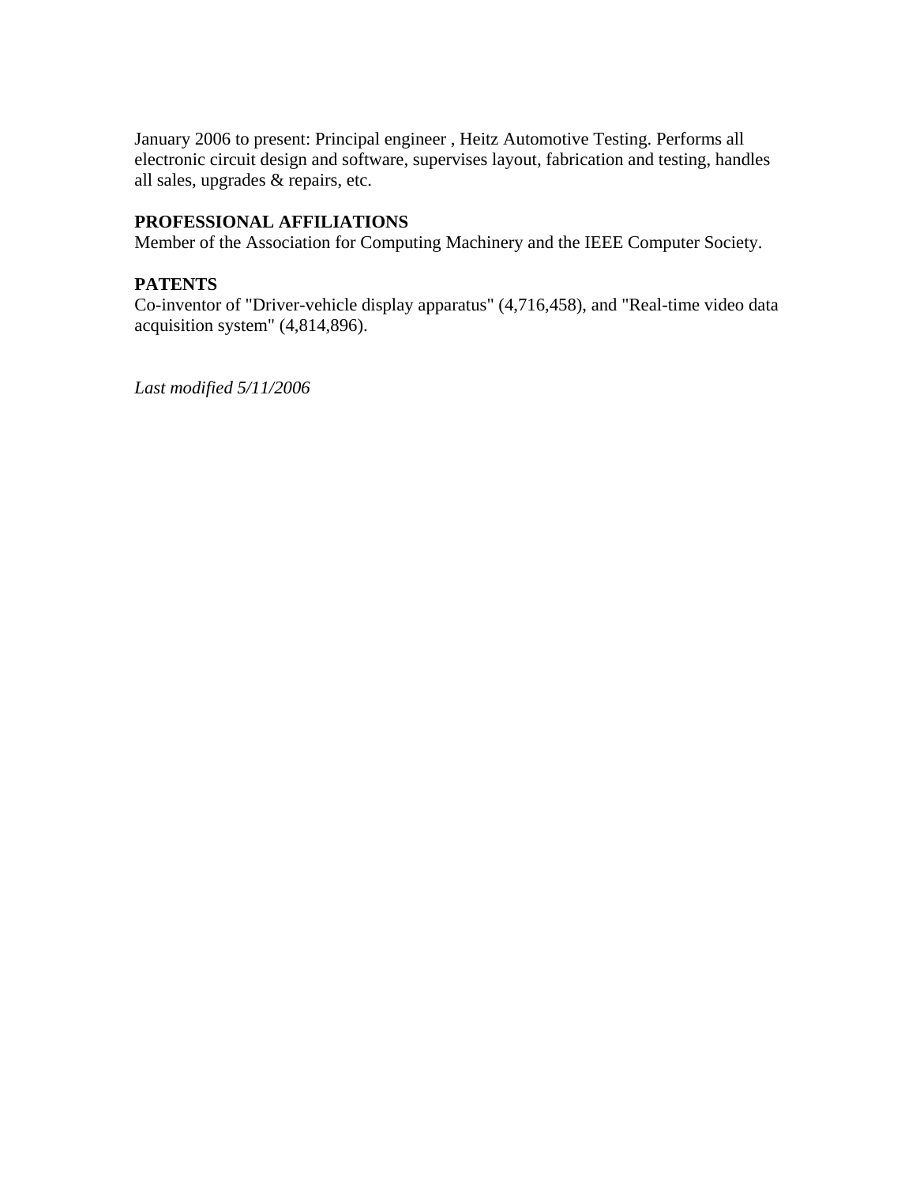January 2006 to present: Principal engineer , Heitz Automotive Testing. Performs all electronic circuit design and software, supervises layout, fabrication and testing, handles all sales, upgrades & repairs, etc.

**PROFESSIONAL AFFILIATIONS**

Member of the Association for Computing Machinery and the IEEE Computer Society.

**PATENTS**

Co-inventor of "Driver-vehicle display apparatus" (4,716,458), and "Real-time video data acquisition system" (4,814,896).

*Last modified 5/11/2006*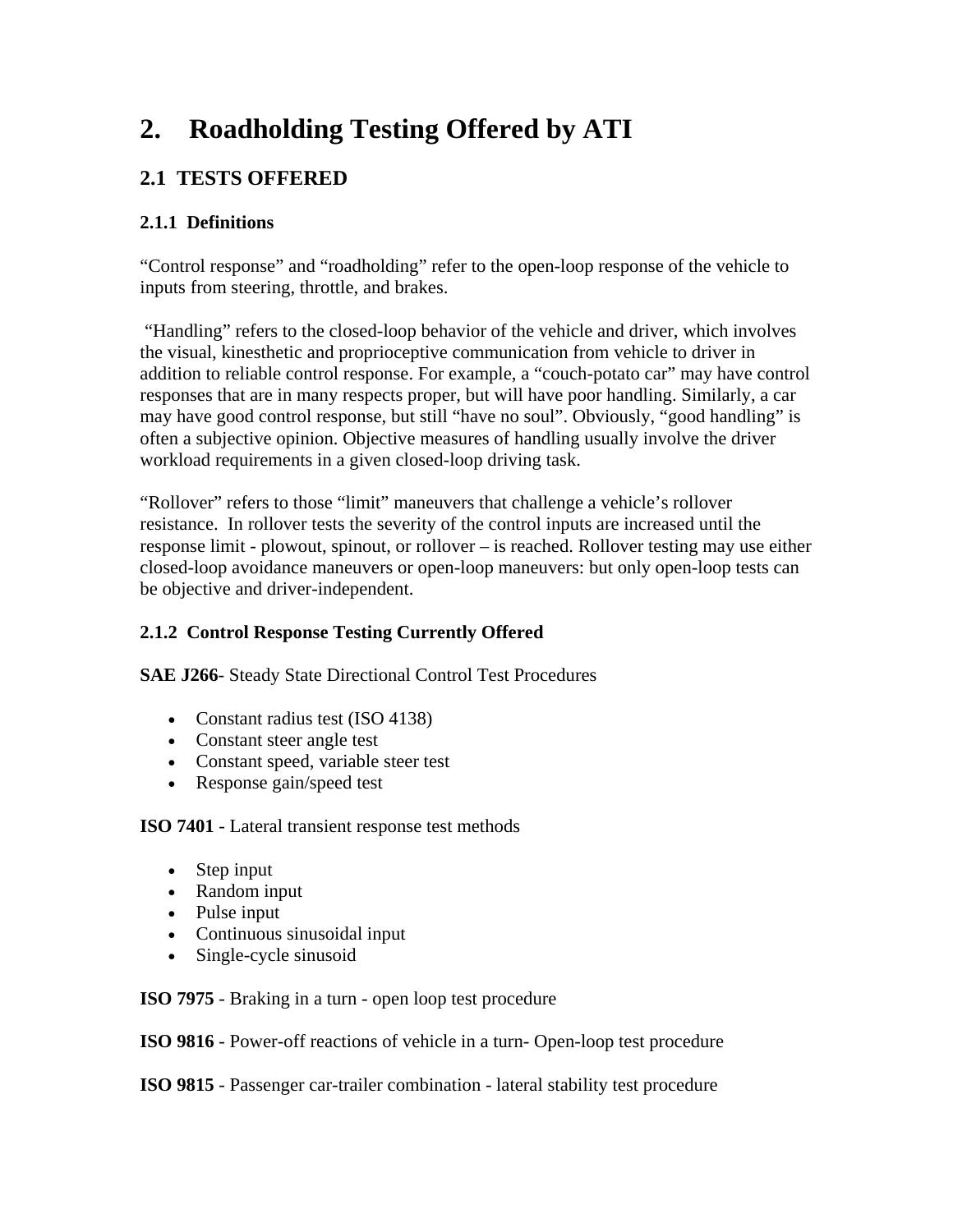# 2. Roadholding Testing Offered by ATI

## 2.1 TESTS OFFERED

### 2.1.1 Definitions

“Control response” and “roadholding” refer to the open-loop response of the vehicle to inputs from steering, throttle, and brakes.

“Handling” refers to the closed-loop behavior of the vehicle and driver, which involves the visual, kinesthetic and proprioceptive communication from vehicle to driver in addition to reliable control response. For example, a “couch-potato car” may have control responses that are in many respects proper, but will have poor handling. Similarly, a car may have good control response, but still “have no soul”. Obviously, “good handling” is often a subjective opinion. Objective measures of handling usually involve the driver workload requirements in a given closed-loop driving task.

“Rollover” refers to those “limit” maneuvers that challenge a vehicle’s rollover resistance. In rollover tests the severity of the control inputs are increased until the response limit - plowout, spinout, or rollover – is reached. Rollover testing may use either closed-loop avoidance maneuvers or open-loop maneuvers: but only open-loop tests can be objective and driver-independent.

### 2.1.2 Control Response Testing Currently Offered

**SAE J266**- Steady State Directional Control Test Procedures

- Constant radius test (ISO 4138)
- Constant steer angle test
- Constant speed, variable steer test
- Response gain/speed test

**ISO 7401** - Lateral transient response test methods

- Step input
- Random input
- Pulse input
- Continuous sinusoidal input
- Single-cycle sinusoid

**ISO 7975** - Braking in a turn - open loop test procedure

**ISO 9816** - Power-off reactions of vehicle in a turn- Open-loop test procedure

**ISO 9815** - Passenger car-trailer combination - lateral stability test procedure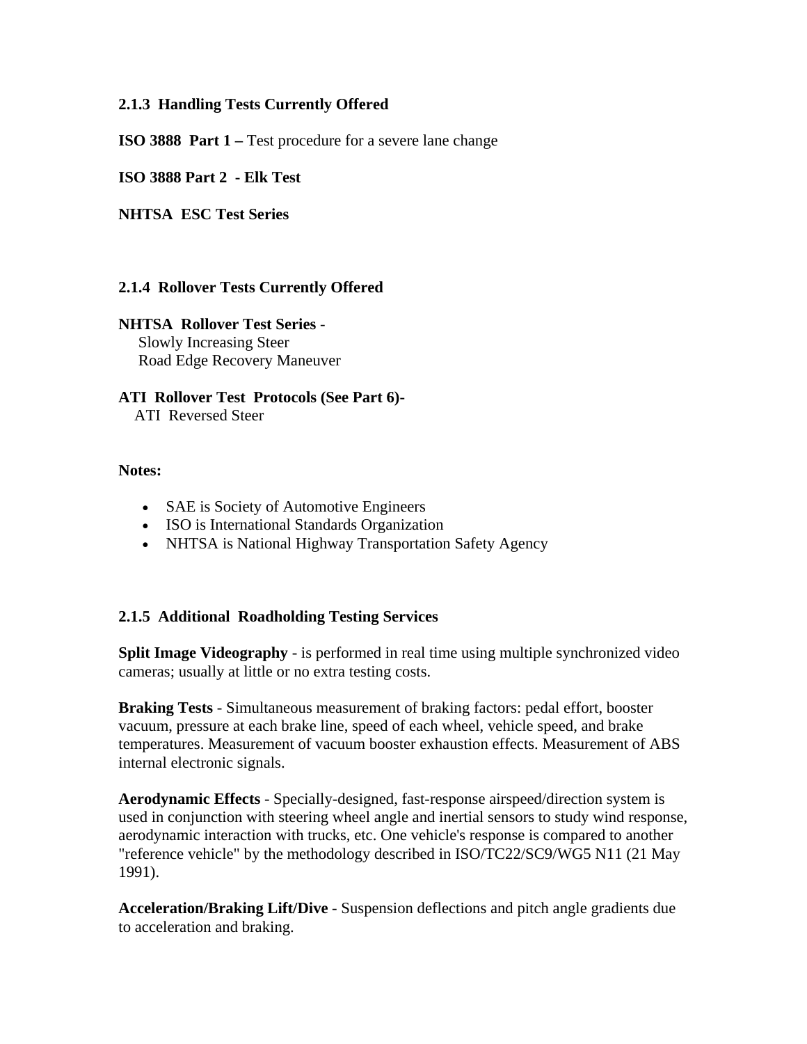### 2.1.3 Handling Tests Currently Offered

**ISO 3888 Part 1 –** Test procedure for a severe lane change

**ISO 3888 Part 2 - Elk Test**

**NHTSA ESC Test Series**

### 2.1.4 Rollover Tests Currently Offered

**NHTSA Rollover Test Series** -
Slowly Increasing Steer
Road Edge Recovery Maneuver

**ATI Rollover Test Protocols (See Part 6)-**
ATI Reversed Steer

**Notes:**

- SAE is Society of Automotive Engineers
- ISO is International Standards Organization
- NHTSA is National Highway Transportation Safety Agency

### 2.1.5 Additional Roadholding Testing Services

**Split Image Videography** - is performed in real time using multiple synchronized video cameras; usually at little or no extra testing costs.

**Braking Tests** - Simultaneous measurement of braking factors: pedal effort, booster vacuum, pressure at each brake line, speed of each wheel, vehicle speed, and brake temperatures. Measurement of vacuum booster exhaustion effects. Measurement of ABS internal electronic signals.

**Aerodynamic Effects** - Specially-designed, fast-response airspeed/direction system is used in conjunction with steering wheel angle and inertial sensors to study wind response, aerodynamic interaction with trucks, etc. One vehicle's response is compared to another "reference vehicle" by the methodology described in ISO/TC22/SC9/WG5 N11 (21 May 1991).

**Acceleration/Braking Lift/Dive** - Suspension deflections and pitch angle gradients due to acceleration and braking.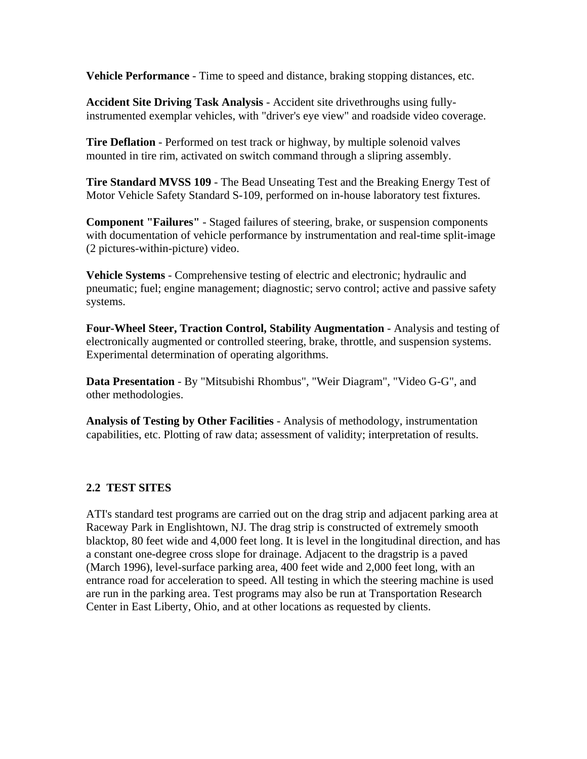**Vehicle Performance** - Time to speed and distance, braking stopping distances, etc.

**Accident Site Driving Task Analysis** - Accident site drivethroughs using fully-instrumented exemplar vehicles, with "driver's eye view" and roadside video coverage.

**Tire Deflation** - Performed on test track or highway, by multiple solenoid valves mounted in tire rim, activated on switch command through a slipring assembly.

**Tire Standard MVSS 109** - The Bead Unseating Test and the Breaking Energy Test of Motor Vehicle Safety Standard S-109, performed on in-house laboratory test fixtures.

**Component "Failures"** - Staged failures of steering, brake, or suspension components with documentation of vehicle performance by instrumentation and real-time split-image (2 pictures-within-picture) video.

**Vehicle Systems** - Comprehensive testing of electric and electronic; hydraulic and pneumatic; fuel; engine management; diagnostic; servo control; active and passive safety systems.

**Four-Wheel Steer, Traction Control, Stability Augmentation** - Analysis and testing of electronically augmented or controlled steering, brake, throttle, and suspension systems. Experimental determination of operating algorithms.

**Data Presentation** - By "Mitsubishi Rhombus", "Weir Diagram", "Video G-G", and other methodologies.

**Analysis of Testing by Other Facilities** - Analysis of methodology, instrumentation capabilities, etc. Plotting of raw data; assessment of validity; interpretation of results.

### 2.2 TEST SITES

ATI's standard test programs are carried out on the drag strip and adjacent parking area at Raceway Park in Englishtown, NJ. The drag strip is constructed of extremely smooth blacktop, 80 feet wide and 4,000 feet long. It is level in the longitudinal direction, and has a constant one-degree cross slope for drainage. Adjacent to the dragstrip is a paved (March 1996), level-surface parking area, 400 feet wide and 2,000 feet long, with an entrance road for acceleration to speed. All testing in which the steering machine is used are run in the parking area. Test programs may also be run at Transportation Research Center in East Liberty, Ohio, and at other locations as requested by clients.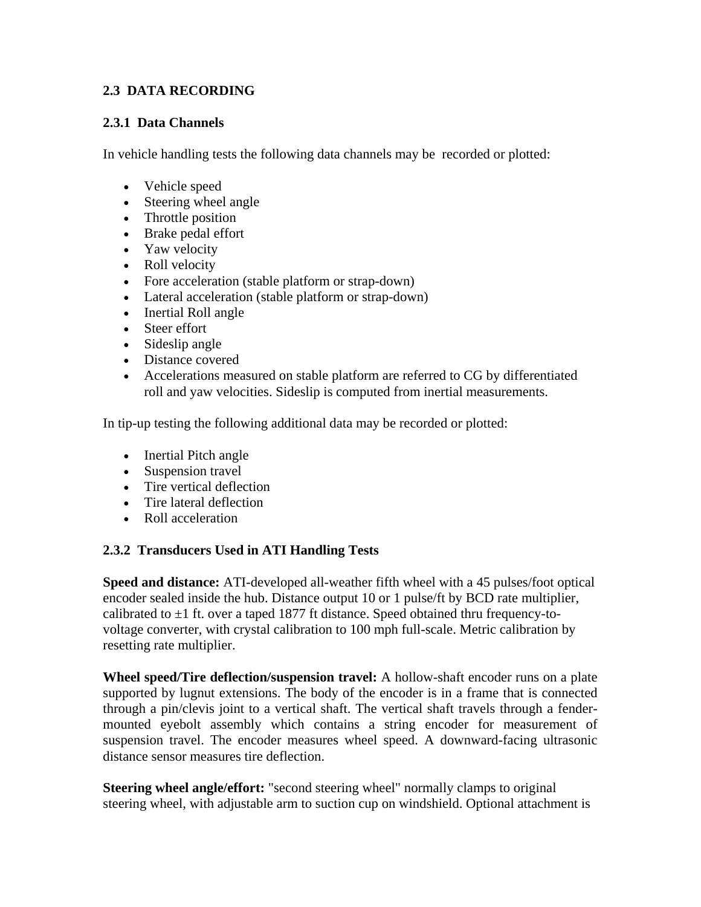## 2.3 DATA RECORDING

### 2.3.1 Data Channels

In vehicle handling tests the following data channels may be recorded or plotted:

- Vehicle speed
- Steering wheel angle
- Throttle position
- Brake pedal effort
- Yaw velocity
- Roll velocity
- Fore acceleration (stable platform or strap-down)
- Lateral acceleration (stable platform or strap-down)
- Inertial Roll angle
- Steer effort
- Sideslip angle
- Distance covered
- Accelerations measured on stable platform are referred to CG by differentiated roll and yaw velocities. Sideslip is computed from inertial measurements.

In tip-up testing the following additional data may be recorded or plotted:

- Inertial Pitch angle
- Suspension travel
- Tire vertical deflection
- Tire lateral deflection
- Roll acceleration

### 2.3.2 Transducers Used in ATI Handling Tests

**Speed and distance:** ATI-developed all-weather fifth wheel with a 45 pulses/foot optical encoder sealed inside the hub. Distance output 10 or 1 pulse/ft by BCD rate multiplier, calibrated to ±1 ft. over a taped 1877 ft distance. Speed obtained thru frequency-to-voltage converter, with crystal calibration to 100 mph full-scale. Metric calibration by resetting rate multiplier.

**Wheel speed/Tire deflection/suspension travel:** A hollow-shaft encoder runs on a plate supported by lugnut extensions. The body of the encoder is in a frame that is connected through a pin/clevis joint to a vertical shaft. The vertical shaft travels through a fender-mounted eyebolt assembly which contains a string encoder for measurement of suspension travel. The encoder measures wheel speed. A downward-facing ultrasonic distance sensor measures tire deflection.

**Steering wheel angle/effort:** "second steering wheel" normally clamps to original steering wheel, with adjustable arm to suction cup on windshield. Optional attachment is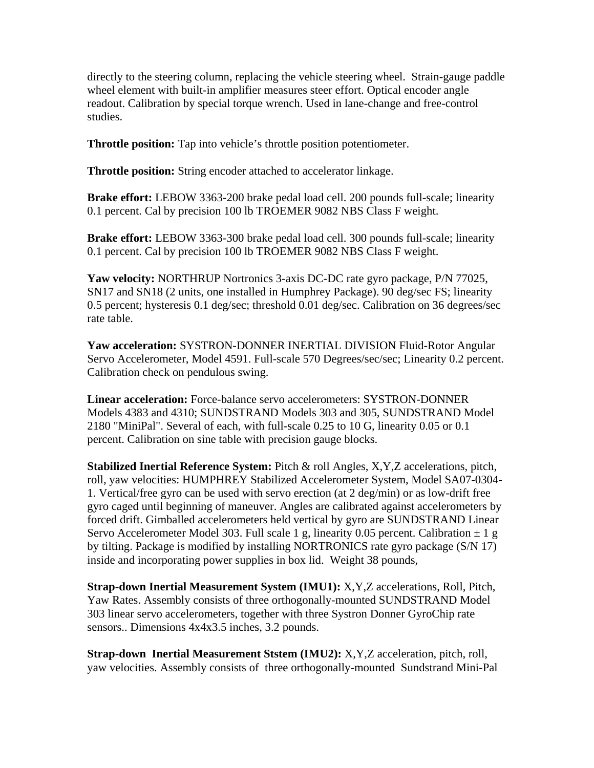directly to the steering column, replacing the vehicle steering wheel. Strain-gauge paddle wheel element with built-in amplifier measures steer effort. Optical encoder angle readout. Calibration by special torque wrench. Used in lane-change and free-control studies.

**Throttle position:** Tap into vehicle's throttle position potentiometer.

**Throttle position:** String encoder attached to accelerator linkage.

**Brake effort:** LEBOW 3363-200 brake pedal load cell. 200 pounds full-scale; linearity 0.1 percent. Cal by precision 100 lb TROEMER 9082 NBS Class F weight.

**Brake effort:** LEBOW 3363-300 brake pedal load cell. 300 pounds full-scale; linearity 0.1 percent. Cal by precision 100 lb TROEMER 9082 NBS Class F weight.

**Yaw velocity:** NORTHRUP Nortronics 3-axis DC-DC rate gyro package, P/N 77025, SN17 and SN18 (2 units, one installed in Humphrey Package). 90 deg/sec FS; linearity 0.5 percent; hysteresis 0.1 deg/sec; threshold 0.01 deg/sec. Calibration on 36 degrees/sec rate table.

**Yaw acceleration:** SYSTRON-DONNER INERTIAL DIVISION Fluid-Rotor Angular Servo Accelerometer, Model 4591. Full-scale 570 Degrees/sec/sec; Linearity 0.2 percent. Calibration check on pendulous swing.

**Linear acceleration:** Force-balance servo accelerometers: SYSTRON-DONNER Models 4383 and 4310; SUNDSTRAND Models 303 and 305, SUNDSTRAND Model 2180 "MiniPal". Several of each, with full-scale 0.25 to 10 G, linearity 0.05 or 0.1 percent. Calibration on sine table with precision gauge blocks.

**Stabilized Inertial Reference System:** Pitch & roll Angles, X,Y,Z accelerations, pitch, roll, yaw velocities: HUMPHREY Stabilized Accelerometer System, Model SA07-0304-1. Vertical/free gyro can be used with servo erection (at 2 deg/min) or as low-drift free gyro caged until beginning of maneuver. Angles are calibrated against accelerometers by forced drift. Gimballed accelerometers held vertical by gyro are SUNDSTRAND Linear Servo Accelerometer Model 303. Full scale 1 g, linearity 0.05 percent. Calibration ± 1 g by tilting. Package is modified by installing NORTRONICS rate gyro package (S/N 17) inside and incorporating power supplies in box lid. Weight 38 pounds,

**Strap-down Inertial Measurement System (IMU1):** X,Y,Z accelerations, Roll, Pitch, Yaw Rates. Assembly consists of three orthogonally-mounted SUNDSTRAND Model 303 linear servo accelerometers, together with three Systron Donner GyroChip rate sensors.. Dimensions 4x4x3.5 inches, 3.2 pounds.

**Strap-down Inertial Measurement Ststem (IMU2):** X,Y,Z acceleration, pitch, roll, yaw velocities. Assembly consists of three orthogonally-mounted Sundstrand Mini-Pal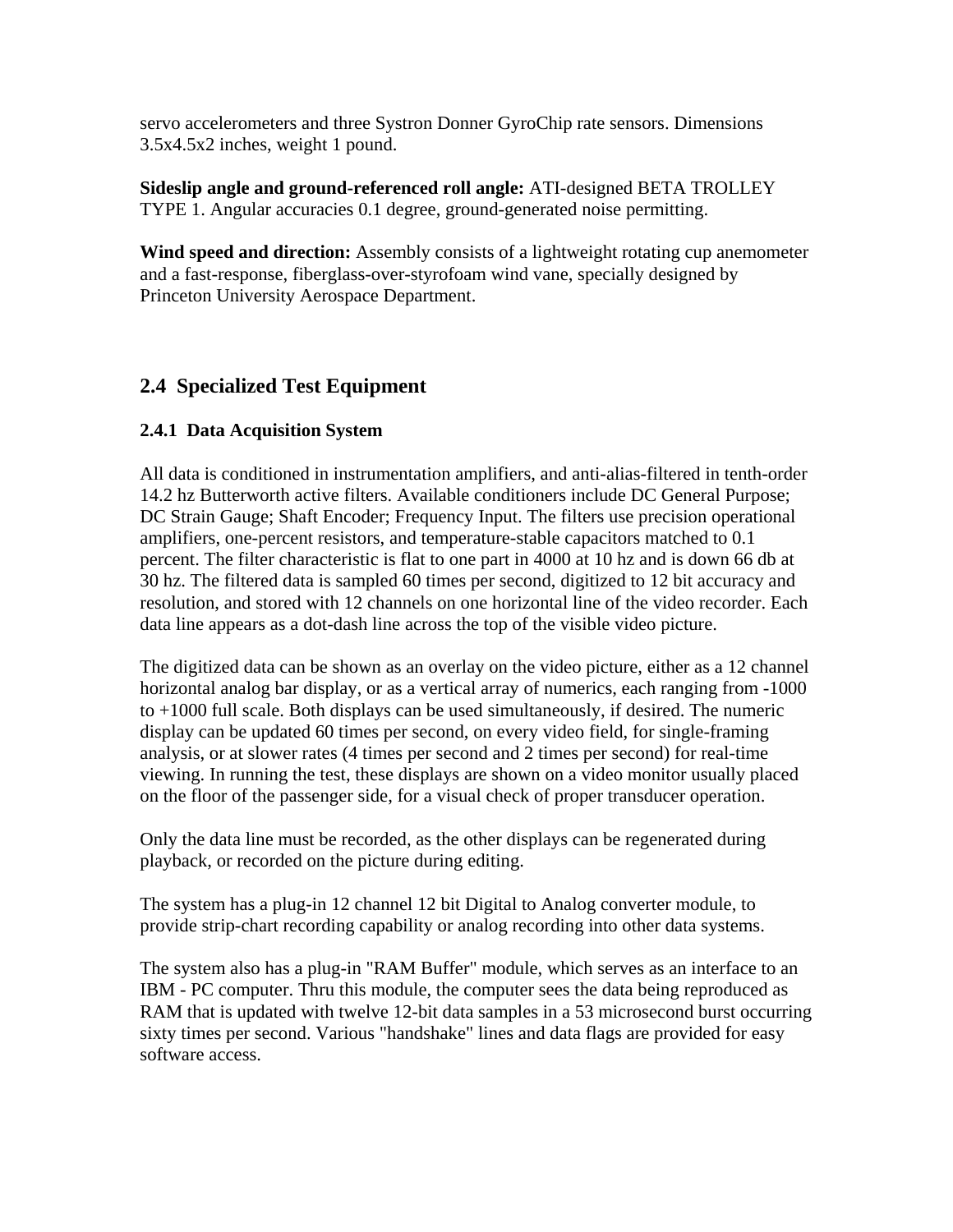servo accelerometers and three Systron Donner GyroChip rate sensors. Dimensions 3.5x4.5x2 inches, weight 1 pound.

**Sideslip angle and ground-referenced roll angle:** ATI-designed BETA TROLLEY TYPE 1. Angular accuracies 0.1 degree, ground-generated noise permitting.

**Wind speed and direction:** Assembly consists of a lightweight rotating cup anemometer and a fast-response, fiberglass-over-styrofoam wind vane, specially designed by Princeton University Aerospace Department.

## 2.4 Specialized Test Equipment

### 2.4.1 Data Acquisition System

All data is conditioned in instrumentation amplifiers, and anti-alias-filtered in tenth-order 14.2 hz Butterworth active filters. Available conditioners include DC General Purpose; DC Strain Gauge; Shaft Encoder; Frequency Input. The filters use precision operational amplifiers, one-percent resistors, and temperature-stable capacitors matched to 0.1 percent. The filter characteristic is flat to one part in 4000 at 10 hz and is down 66 db at 30 hz. The filtered data is sampled 60 times per second, digitized to 12 bit accuracy and resolution, and stored with 12 channels on one horizontal line of the video recorder. Each data line appears as a dot-dash line across the top of the visible video picture.

The digitized data can be shown as an overlay on the video picture, either as a 12 channel horizontal analog bar display, or as a vertical array of numerics, each ranging from -1000 to +1000 full scale. Both displays can be used simultaneously, if desired. The numeric display can be updated 60 times per second, on every video field, for single-framing analysis, or at slower rates (4 times per second and 2 times per second) for real-time viewing. In running the test, these displays are shown on a video monitor usually placed on the floor of the passenger side, for a visual check of proper transducer operation.

Only the data line must be recorded, as the other displays can be regenerated during playback, or recorded on the picture during editing.

The system has a plug-in 12 channel 12 bit Digital to Analog converter module, to provide strip-chart recording capability or analog recording into other data systems.

The system also has a plug-in "RAM Buffer" module, which serves as an interface to an IBM - PC computer. Thru this module, the computer sees the data being reproduced as RAM that is updated with twelve 12-bit data samples in a 53 microsecond burst occurring sixty times per second. Various "handshake" lines and data flags are provided for easy software access.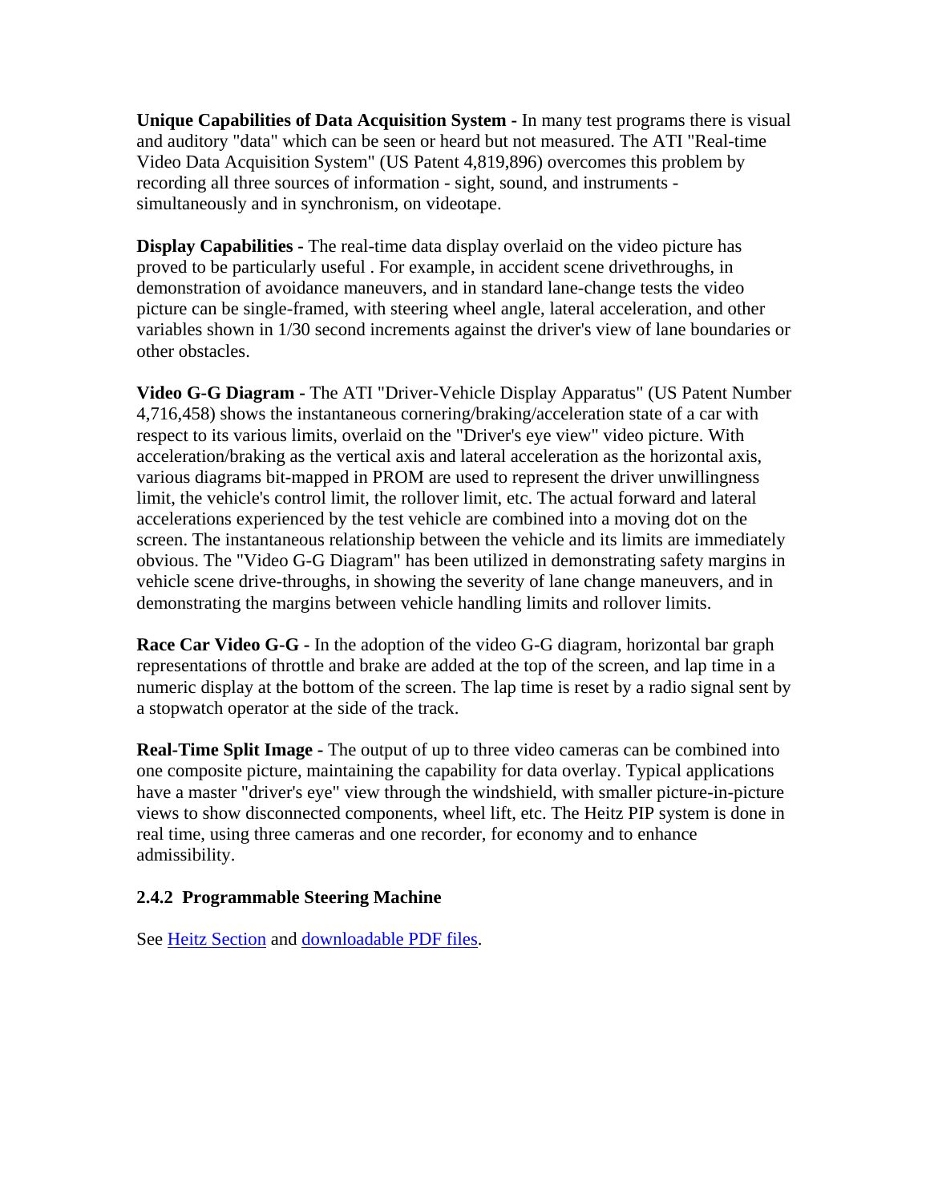**Unique Capabilities of Data Acquisition System -** In many test programs there is visual and auditory "data" which can be seen or heard but not measured. The ATI "Real-time Video Data Acquisition System" (US Patent 4,819,896) overcomes this problem by recording all three sources of information - sight, sound, and instruments - simultaneously and in synchronism, on videotape.

**Display Capabilities -** The real-time data display overlaid on the video picture has proved to be particularly useful . For example, in accident scene drivethroughs, in demonstration of avoidance maneuvers, and in standard lane-change tests the video picture can be single-framed, with steering wheel angle, lateral acceleration, and other variables shown in 1/30 second increments against the driver's view of lane boundaries or other obstacles.

**Video G-G Diagram -** The ATI "Driver-Vehicle Display Apparatus" (US Patent Number 4,716,458) shows the instantaneous cornering/braking/acceleration state of a car with respect to its various limits, overlaid on the "Driver's eye view" video picture. With acceleration/braking as the vertical axis and lateral acceleration as the horizontal axis, various diagrams bit-mapped in PROM are used to represent the driver unwillingness limit, the vehicle's control limit, the rollover limit, etc. The actual forward and lateral accelerations experienced by the test vehicle are combined into a moving dot on the screen. The instantaneous relationship between the vehicle and its limits are immediately obvious. The "Video G-G Diagram" has been utilized in demonstrating safety margins in vehicle scene drive-throughs, in showing the severity of lane change maneuvers, and in demonstrating the margins between vehicle handling limits and rollover limits.

**Race Car Video G-G -** In the adoption of the video G-G diagram, horizontal bar graph representations of throttle and brake are added at the top of the screen, and lap time in a numeric display at the bottom of the screen. The lap time is reset by a radio signal sent by a stopwatch operator at the side of the track.

**Real-Time Split Image -** The output of up to three video cameras can be combined into one composite picture, maintaining the capability for data overlay. Typical applications have a master "driver's eye" view through the windshield, with smaller picture-in-picture views to show disconnected components, wheel lift, etc. The Heitz PIP system is done in real time, using three cameras and one recorder, for economy and to enhance admissibility.

### 2.4.2 Programmable Steering Machine

See Heitz Section and downloadable PDF files.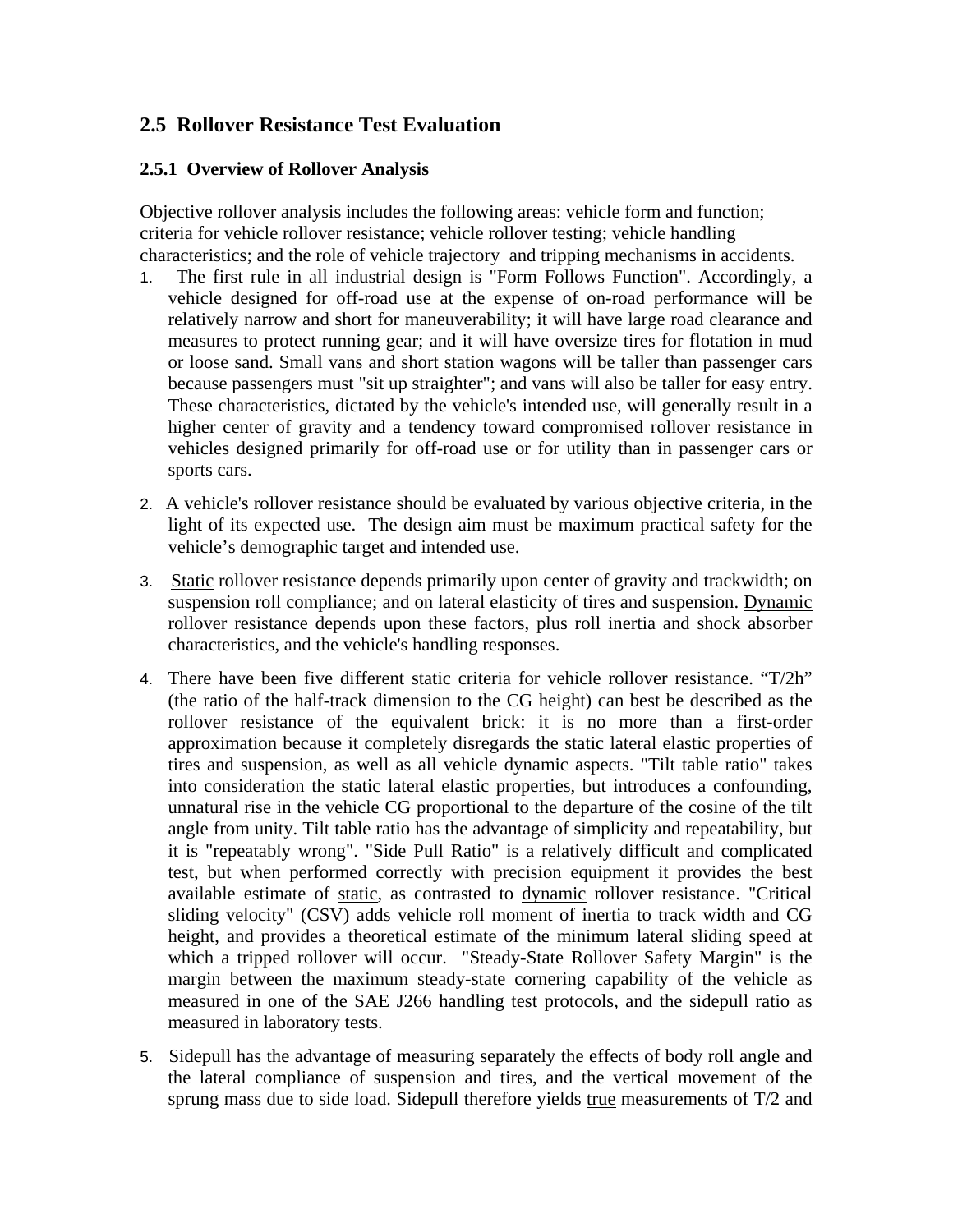## 2.5 Rollover Resistance Test Evaluation

### 2.5.1 Overview of Rollover Analysis

Objective rollover analysis includes the following areas: vehicle form and function; criteria for vehicle rollover resistance; vehicle rollover testing; vehicle handling characteristics; and the role of vehicle trajectory and tripping mechanisms in accidents.

1. The first rule in all industrial design is "Form Follows Function". Accordingly, a vehicle designed for off-road use at the expense of on-road performance will be relatively narrow and short for maneuverability; it will have large road clearance and measures to protect running gear; and it will have oversize tires for flotation in mud or loose sand. Small vans and short station wagons will be taller than passenger cars because passengers must "sit up straighter"; and vans will also be taller for easy entry. These characteristics, dictated by the vehicle's intended use, will generally result in a higher center of gravity and a tendency toward compromised rollover resistance in vehicles designed primarily for off-road use or for utility than in passenger cars or sports cars.

2. A vehicle's rollover resistance should be evaluated by various objective criteria, in the light of its expected use. The design aim must be maximum practical safety for the vehicle's demographic target and intended use.

3. Static rollover resistance depends primarily upon center of gravity and trackwidth; on suspension roll compliance; and on lateral elasticity of tires and suspension. Dynamic rollover resistance depends upon these factors, plus roll inertia and shock absorber characteristics, and the vehicle's handling responses.

4. There have been five different static criteria for vehicle rollover resistance. "T/2h" (the ratio of the half-track dimension to the CG height) can best be described as the rollover resistance of the equivalent brick: it is no more than a first-order approximation because it completely disregards the static lateral elastic properties of tires and suspension, as well as all vehicle dynamic aspects. "Tilt table ratio" takes into consideration the static lateral elastic properties, but introduces a confounding, unnatural rise in the vehicle CG proportional to the departure of the cosine of the tilt angle from unity. Tilt table ratio has the advantage of simplicity and repeatability, but it is "repeatably wrong". "Side Pull Ratio" is a relatively difficult and complicated test, but when performed correctly with precision equipment it provides the best available estimate of static, as contrasted to dynamic rollover resistance. "Critical sliding velocity" (CSV) adds vehicle roll moment of inertia to track width and CG height, and provides a theoretical estimate of the minimum lateral sliding speed at which a tripped rollover will occur. "Steady-State Rollover Safety Margin" is the margin between the maximum steady-state cornering capability of the vehicle as measured in one of the SAE J266 handling test protocols, and the sidepull ratio as measured in laboratory tests.

5. Sidepull has the advantage of measuring separately the effects of body roll angle and the lateral compliance of suspension and tires, and the vertical movement of the sprung mass due to side load. Sidepull therefore yields true measurements of T/2 and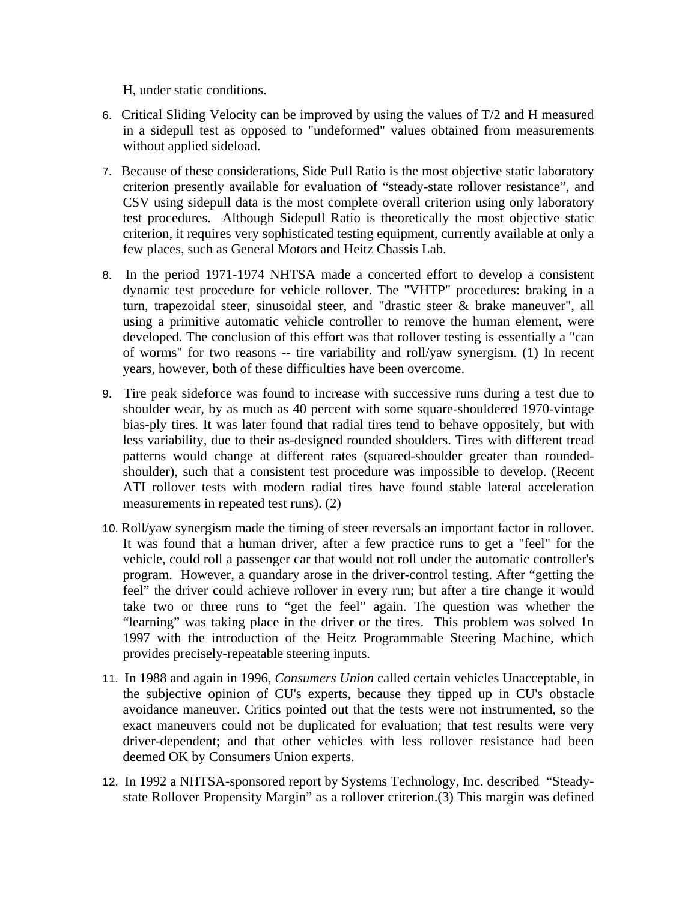H, under static conditions.

6. Critical Sliding Velocity can be improved by using the values of T/2 and H measured in a sidepull test as opposed to "undeformed" values obtained from measurements without applied sideload.

7. Because of these considerations, Side Pull Ratio is the most objective static laboratory criterion presently available for evaluation of "steady-state rollover resistance", and CSV using sidepull data is the most complete overall criterion using only laboratory test procedures. Although Sidepull Ratio is theoretically the most objective static criterion, it requires very sophisticated testing equipment, currently available at only a few places, such as General Motors and Heitz Chassis Lab.

8. In the period 1971-1974 NHTSA made a concerted effort to develop a consistent dynamic test procedure for vehicle rollover. The "VHTP" procedures: braking in a turn, trapezoidal steer, sinusoidal steer, and "drastic steer & brake maneuver", all using a primitive automatic vehicle controller to remove the human element, were developed. The conclusion of this effort was that rollover testing is essentially a "can of worms" for two reasons -- tire variability and roll/yaw synergism. (1) In recent years, however, both of these difficulties have been overcome.

9. Tire peak sideforce was found to increase with successive runs during a test due to shoulder wear, by as much as 40 percent with some square-shouldered 1970-vintage bias-ply tires. It was later found that radial tires tend to behave oppositely, but with less variability, due to their as-designed rounded shoulders. Tires with different tread patterns would change at different rates (squared-shoulder greater than rounded-shoulder), such that a consistent test procedure was impossible to develop. (Recent ATI rollover tests with modern radial tires have found stable lateral acceleration measurements in repeated test runs). (2)

10. Roll/yaw synergism made the timing of steer reversals an important factor in rollover. It was found that a human driver, after a few practice runs to get a "feel" for the vehicle, could roll a passenger car that would not roll under the automatic controller's program. However, a quandary arose in the driver-control testing. After "getting the feel" the driver could achieve rollover in every run; but after a tire change it would take two or three runs to "get the feel" again. The question was whether the "learning" was taking place in the driver or the tires. This problem was solved 1n 1997 with the introduction of the Heitz Programmable Steering Machine, which provides precisely-repeatable steering inputs.

11. In 1988 and again in 1996, *Consumers Union* called certain vehicles Unacceptable, in the subjective opinion of CU's experts, because they tipped up in CU's obstacle avoidance maneuver. Critics pointed out that the tests were not instrumented, so the exact maneuvers could not be duplicated for evaluation; that test results were very driver-dependent; and that other vehicles with less rollover resistance had been deemed OK by Consumers Union experts.

12. In 1992 a NHTSA-sponsored report by Systems Technology, Inc. described "Steady-state Rollover Propensity Margin" as a rollover criterion.(3) This margin was defined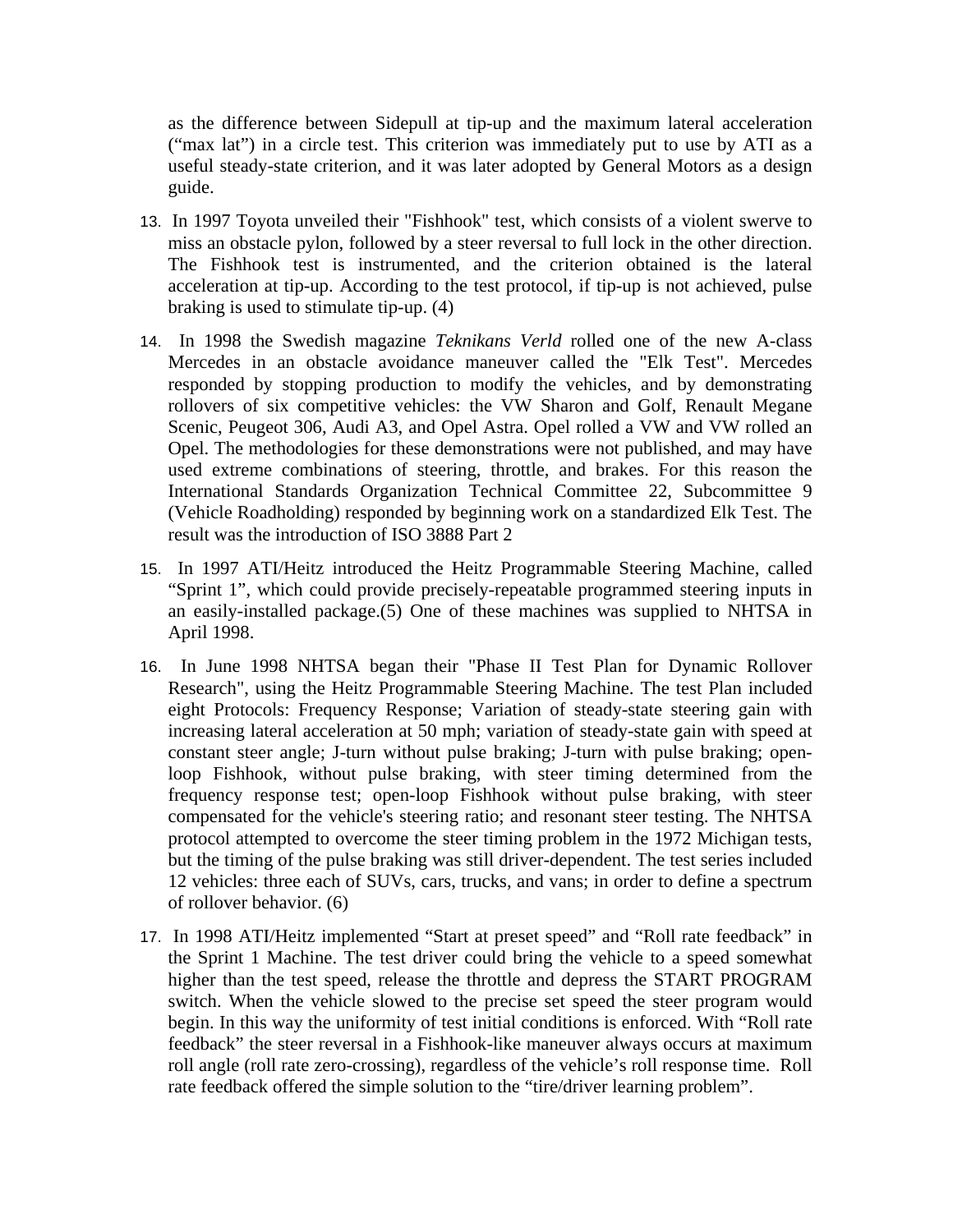as the difference between Sidepull at tip-up and the maximum lateral acceleration ("max lat") in a circle test. This criterion was immediately put to use by ATI as a useful steady-state criterion, and it was later adopted by General Motors as a design guide.

13. In 1997 Toyota unveiled their "Fishhook" test, which consists of a violent swerve to miss an obstacle pylon, followed by a steer reversal to full lock in the other direction. The Fishhook test is instrumented, and the criterion obtained is the lateral acceleration at tip-up. According to the test protocol, if tip-up is not achieved, pulse braking is used to stimulate tip-up. (4)

14. In 1998 the Swedish magazine *Teknikans Verld* rolled one of the new A-class Mercedes in an obstacle avoidance maneuver called the "Elk Test". Mercedes responded by stopping production to modify the vehicles, and by demonstrating rollovers of six competitive vehicles: the VW Sharon and Golf, Renault Megane Scenic, Peugeot 306, Audi A3, and Opel Astra. Opel rolled a VW and VW rolled an Opel. The methodologies for these demonstrations were not published, and may have used extreme combinations of steering, throttle, and brakes. For this reason the International Standards Organization Technical Committee 22, Subcommittee 9 (Vehicle Roadholding) responded by beginning work on a standardized Elk Test. The result was the introduction of ISO 3888 Part 2

15. In 1997 ATI/Heitz introduced the Heitz Programmable Steering Machine, called "Sprint 1", which could provide precisely-repeatable programmed steering inputs in an easily-installed package.(5) One of these machines was supplied to NHTSA in April 1998.

16. In June 1998 NHTSA began their "Phase II Test Plan for Dynamic Rollover Research", using the Heitz Programmable Steering Machine. The test Plan included eight Protocols: Frequency Response; Variation of steady-state steering gain with increasing lateral acceleration at 50 mph; variation of steady-state gain with speed at constant steer angle; J-turn without pulse braking; J-turn with pulse braking; open-loop Fishhook, without pulse braking, with steer timing determined from the frequency response test; open-loop Fishhook without pulse braking, with steer compensated for the vehicle's steering ratio; and resonant steer testing. The NHTSA protocol attempted to overcome the steer timing problem in the 1972 Michigan tests, but the timing of the pulse braking was still driver-dependent. The test series included 12 vehicles: three each of SUVs, cars, trucks, and vans; in order to define a spectrum of rollover behavior. (6)

17. In 1998 ATI/Heitz implemented "Start at preset speed" and "Roll rate feedback" in the Sprint 1 Machine. The test driver could bring the vehicle to a speed somewhat higher than the test speed, release the throttle and depress the START PROGRAM switch. When the vehicle slowed to the precise set speed the steer program would begin. In this way the uniformity of test initial conditions is enforced. With "Roll rate feedback" the steer reversal in a Fishhook-like maneuver always occurs at maximum roll angle (roll rate zero-crossing), regardless of the vehicle's roll response time. Roll rate feedback offered the simple solution to the "tire/driver learning problem".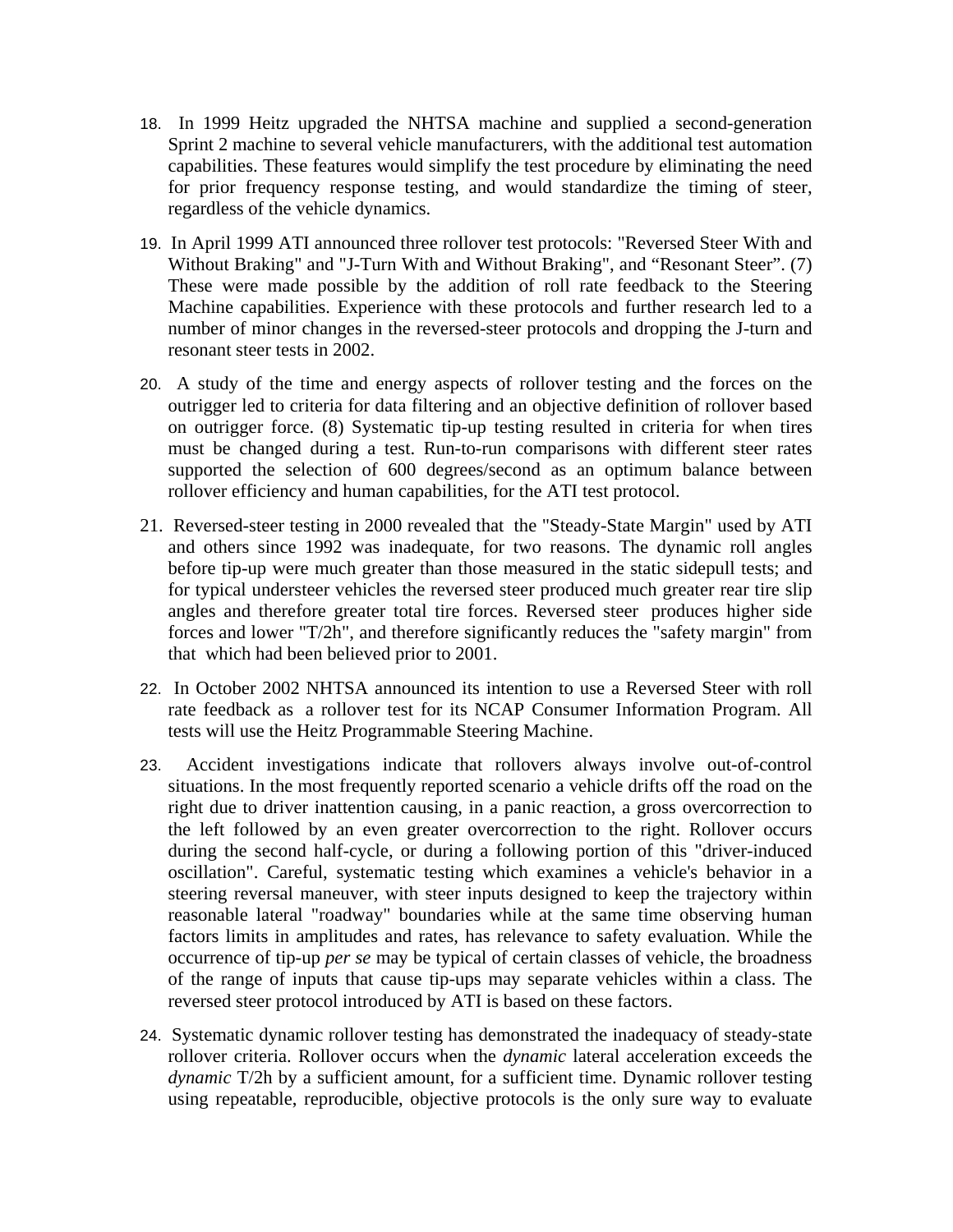18. In 1999 Heitz upgraded the NHTSA machine and supplied a second-generation Sprint 2 machine to several vehicle manufacturers, with the additional test automation capabilities. These features would simplify the test procedure by eliminating the need for prior frequency response testing, and would standardize the timing of steer, regardless of the vehicle dynamics.

19. In April 1999 ATI announced three rollover test protocols: "Reversed Steer With and Without Braking" and "J-Turn With and Without Braking", and "Resonant Steer". (7) These were made possible by the addition of roll rate feedback to the Steering Machine capabilities. Experience with these protocols and further research led to a number of minor changes in the reversed-steer protocols and dropping the J-turn and resonant steer tests in 2002.

20. A study of the time and energy aspects of rollover testing and the forces on the outrigger led to criteria for data filtering and an objective definition of rollover based on outrigger force. (8) Systematic tip-up testing resulted in criteria for when tires must be changed during a test. Run-to-run comparisons with different steer rates supported the selection of 600 degrees/second as an optimum balance between rollover efficiency and human capabilities, for the ATI test protocol.

21. Reversed-steer testing in 2000 revealed that the "Steady-State Margin" used by ATI and others since 1992 was inadequate, for two reasons. The dynamic roll angles before tip-up were much greater than those measured in the static sidepull tests; and for typical understeer vehicles the reversed steer produced much greater rear tire slip angles and therefore greater total tire forces. Reversed steer produces higher side forces and lower "T/2h", and therefore significantly reduces the "safety margin" from that which had been believed prior to 2001.

22. In October 2002 NHTSA announced its intention to use a Reversed Steer with roll rate feedback as a rollover test for its NCAP Consumer Information Program. All tests will use the Heitz Programmable Steering Machine.

23. Accident investigations indicate that rollovers always involve out-of-control situations. In the most frequently reported scenario a vehicle drifts off the road on the right due to driver inattention causing, in a panic reaction, a gross overcorrection to the left followed by an even greater overcorrection to the right. Rollover occurs during the second half-cycle, or during a following portion of this "driver-induced oscillation". Careful, systematic testing which examines a vehicle's behavior in a steering reversal maneuver, with steer inputs designed to keep the trajectory within reasonable lateral "roadway" boundaries while at the same time observing human factors limits in amplitudes and rates, has relevance to safety evaluation. While the occurrence of tip-up *per se* may be typical of certain classes of vehicle, the broadness of the range of inputs that cause tip-ups may separate vehicles within a class. The reversed steer protocol introduced by ATI is based on these factors.

24. Systematic dynamic rollover testing has demonstrated the inadequacy of steady-state rollover criteria. Rollover occurs when the *dynamic* lateral acceleration exceeds the *dynamic* T/2h by a sufficient amount, for a sufficient time. Dynamic rollover testing using repeatable, reproducible, objective protocols is the only sure way to evaluate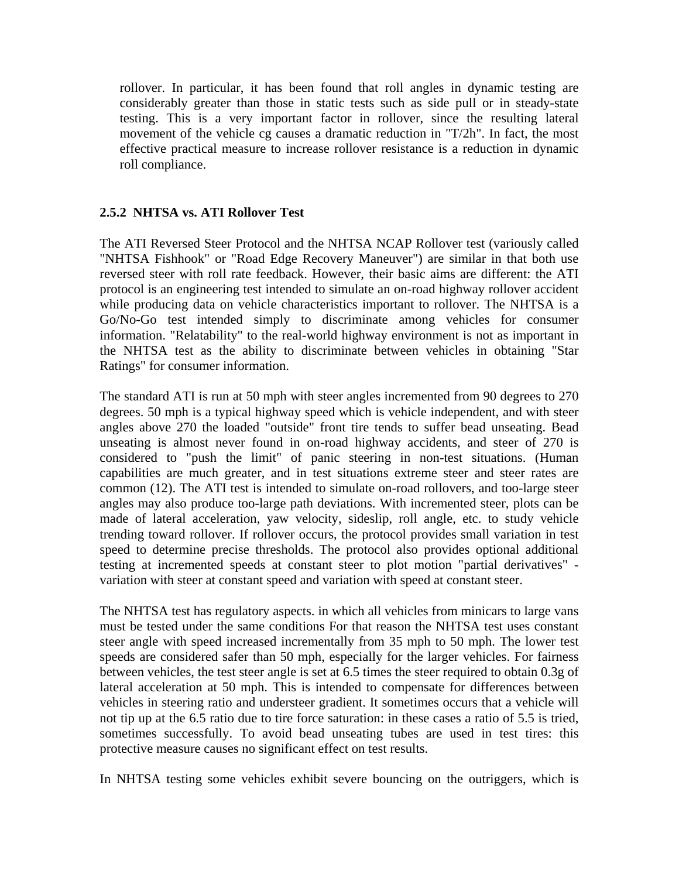rollover. In particular, it has been found that roll angles in dynamic testing are considerably greater than those in static tests such as side pull or in steady-state testing. This is a very important factor in rollover, since the resulting lateral movement of the vehicle cg causes a dramatic reduction in "T/2h". In fact, the most effective practical measure to increase rollover resistance is a reduction in dynamic roll compliance.

### 2.5.2 NHTSA vs. ATI Rollover Test

The ATI Reversed Steer Protocol and the NHTSA NCAP Rollover test (variously called "NHTSA Fishhook" or "Road Edge Recovery Maneuver") are similar in that both use reversed steer with roll rate feedback. However, their basic aims are different: the ATI protocol is an engineering test intended to simulate an on-road highway rollover accident while producing data on vehicle characteristics important to rollover. The NHTSA is a Go/No-Go test intended simply to discriminate among vehicles for consumer information. "Relatability" to the real-world highway environment is not as important in the NHTSA test as the ability to discriminate between vehicles in obtaining "Star Ratings" for consumer information.

The standard ATI is run at 50 mph with steer angles incremented from 90 degrees to 270 degrees. 50 mph is a typical highway speed which is vehicle independent, and with steer angles above 270 the loaded "outside" front tire tends to suffer bead unseating. Bead unseating is almost never found in on-road highway accidents, and steer of 270 is considered to "push the limit" of panic steering in non-test situations. (Human capabilities are much greater, and in test situations extreme steer and steer rates are common (12). The ATI test is intended to simulate on-road rollovers, and too-large steer angles may also produce too-large path deviations. With incremented steer, plots can be made of lateral acceleration, yaw velocity, sideslip, roll angle, etc. to study vehicle trending toward rollover. If rollover occurs, the protocol provides small variation in test speed to determine precise thresholds. The protocol also provides optional additional testing at incremented speeds at constant steer to plot motion "partial derivatives" - variation with steer at constant speed and variation with speed at constant steer.

The NHTSA test has regulatory aspects. in which all vehicles from minicars to large vans must be tested under the same conditions For that reason the NHTSA test uses constant steer angle with speed increased incrementally from 35 mph to 50 mph. The lower test speeds are considered safer than 50 mph, especially for the larger vehicles. For fairness between vehicles, the test steer angle is set at 6.5 times the steer required to obtain 0.3g of lateral acceleration at 50 mph. This is intended to compensate for differences between vehicles in steering ratio and understeer gradient. It sometimes occurs that a vehicle will not tip up at the 6.5 ratio due to tire force saturation: in these cases a ratio of 5.5 is tried, sometimes successfully. To avoid bead unseating tubes are used in test tires: this protective measure causes no significant effect on test results.

In NHTSA testing some vehicles exhibit severe bouncing on the outriggers, which is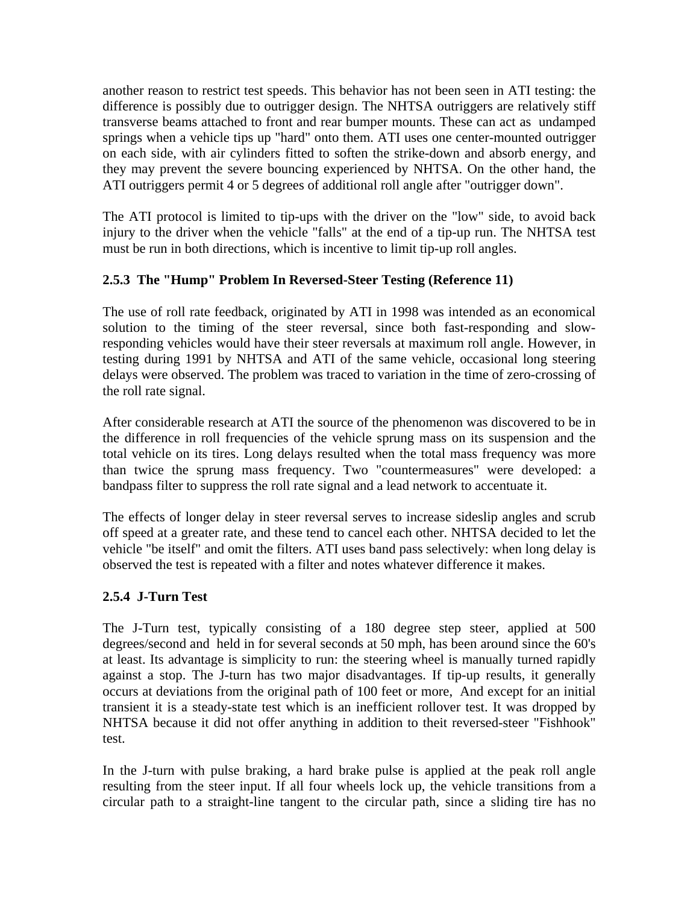another reason to restrict test speeds. This behavior has not been seen in ATI testing: the difference is possibly due to outrigger design. The NHTSA outriggers are relatively stiff transverse beams attached to front and rear bumper mounts. These can act as undamped springs when a vehicle tips up "hard" onto them. ATI uses one center-mounted outrigger on each side, with air cylinders fitted to soften the strike-down and absorb energy, and they may prevent the severe bouncing experienced by NHTSA. On the other hand, the ATI outriggers permit 4 or 5 degrees of additional roll angle after "outrigger down".

The ATI protocol is limited to tip-ups with the driver on the "low" side, to avoid back injury to the driver when the vehicle "falls" at the end of a tip-up run. The NHTSA test must be run in both directions, which is incentive to limit tip-up roll angles.

### 2.5.3 The "Hump" Problem In Reversed-Steer Testing (Reference 11)

The use of roll rate feedback, originated by ATI in 1998 was intended as an economical solution to the timing of the steer reversal, since both fast-responding and slow-responding vehicles would have their steer reversals at maximum roll angle. However, in testing during 1991 by NHTSA and ATI of the same vehicle, occasional long steering delays were observed. The problem was traced to variation in the time of zero-crossing of the roll rate signal.

After considerable research at ATI the source of the phenomenon was discovered to be in the difference in roll frequencies of the vehicle sprung mass on its suspension and the total vehicle on its tires. Long delays resulted when the total mass frequency was more than twice the sprung mass frequency. Two "countermeasures" were developed: a bandpass filter to suppress the roll rate signal and a lead network to accentuate it.

The effects of longer delay in steer reversal serves to increase sideslip angles and scrub off speed at a greater rate, and these tend to cancel each other. NHTSA decided to let the vehicle "be itself" and omit the filters. ATI uses band pass selectively: when long delay is observed the test is repeated with a filter and notes whatever difference it makes.

### 2.5.4 J-Turn Test

The J-Turn test, typically consisting of a 180 degree step steer, applied at 500 degrees/second and held in for several seconds at 50 mph, has been around since the 60's at least. Its advantage is simplicity to run: the steering wheel is manually turned rapidly against a stop. The J-turn has two major disadvantages. If tip-up results, it generally occurs at deviations from the original path of 100 feet or more, And except for an initial transient it is a steady-state test which is an inefficient rollover test. It was dropped by NHTSA because it did not offer anything in addition to theit reversed-steer "Fishhook" test.

In the J-turn with pulse braking, a hard brake pulse is applied at the peak roll angle resulting from the steer input. If all four wheels lock up, the vehicle transitions from a circular path to a straight-line tangent to the circular path, since a sliding tire has no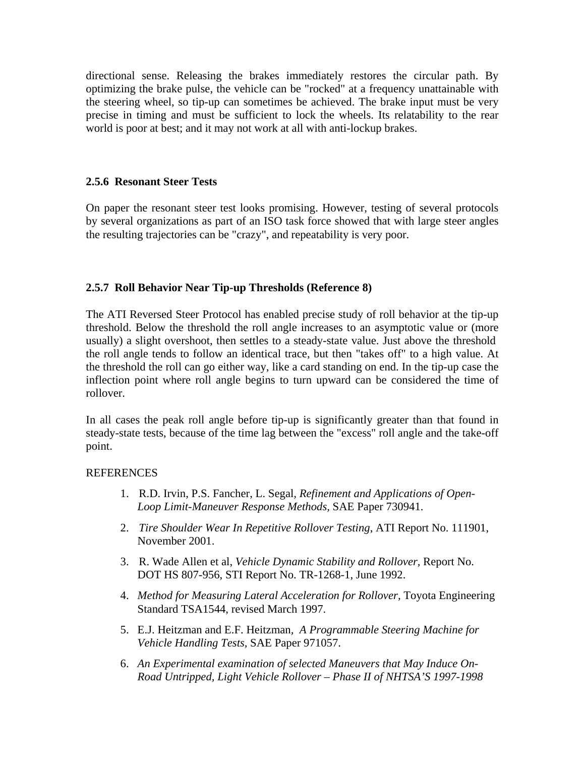directional sense. Releasing the brakes immediately restores the circular path. By optimizing the brake pulse, the vehicle can be "rocked" at a frequency unattainable with the steering wheel, so tip-up can sometimes be achieved. The brake input must be very precise in timing and must be sufficient to lock the wheels. Its relatability to the rear world is poor at best; and it may not work at all with anti-lockup brakes.

### 2.5.6 Resonant Steer Tests

On paper the resonant steer test looks promising. However, testing of several protocols by several organizations as part of an ISO task force showed that with large steer angles the resulting trajectories can be "crazy", and repeatability is very poor.

### 2.5.7 Roll Behavior Near Tip-up Thresholds (Reference 8)

The ATI Reversed Steer Protocol has enabled precise study of roll behavior at the tip-up threshold. Below the threshold the roll angle increases to an asymptotic value or (more usually) a slight overshoot, then settles to a steady-state value. Just above the threshold the roll angle tends to follow an identical trace, but then "takes off" to a high value. At the threshold the roll can go either way, like a card standing on end. In the tip-up case the inflection point where roll angle begins to turn upward can be considered the time of rollover.

In all cases the peak roll angle before tip-up is significantly greater than that found in steady-state tests, because of the time lag between the "excess" roll angle and the take-off point.

REFERENCES

1. R.D. Irvin, P.S. Fancher, L. Segal, *Refinement and Applications of Open-Loop Limit-Maneuver Response Methods,* SAE Paper 730941.
2. *Tire Shoulder Wear In Repetitive Rollover Testing*, ATI Report No. 111901, November 2001.
3. R. Wade Allen et al, *Vehicle Dynamic Stability and Rollover*, Report No. DOT HS 807-956, STI Report No. TR-1268-1, June 1992.
4. *Method for Measuring Lateral Acceleration for Rollover*, Toyota Engineering Standard TSA1544, revised March 1997.
5. E.J. Heitzman and E.F. Heitzman, *A Programmable Steering Machine for Vehicle Handling Tests*, SAE Paper 971057.
6. *An Experimental examination of selected Maneuvers that May Induce On-Road Untripped, Light Vehicle Rollover – Phase II of NHTSA'S 1997-1998*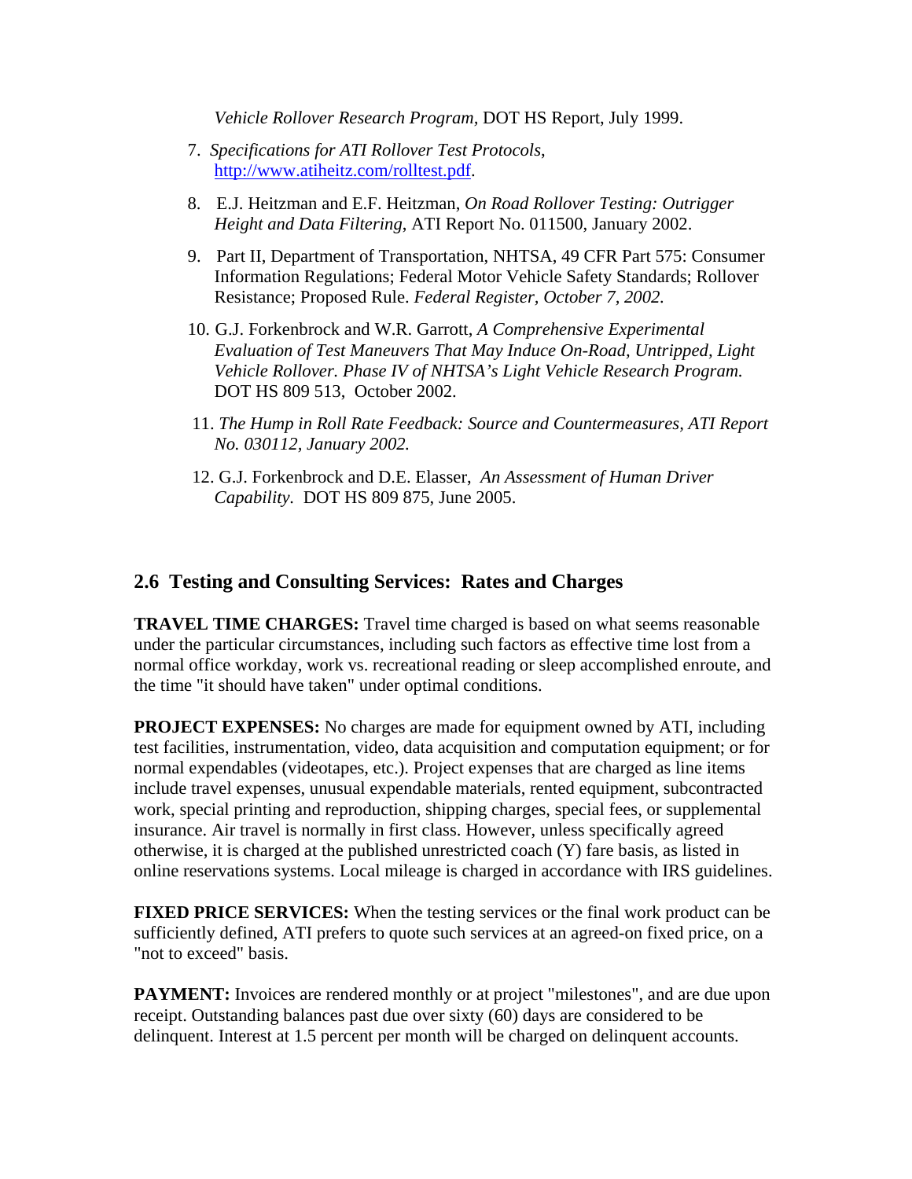*Vehicle Rollover Research Program*, DOT HS Report, July 1999.

7. *Specifications for ATI Rollover Test Protocols*, [http://www.atiheitz.com/rolltest.pdf](http://www.atiheitz.com/rolltest.pdf).

8. E.J. Heitzman and E.F. Heitzman, *On Road Rollover Testing: Outrigger Height and Data Filtering*, ATI Report No. 011500, January 2002.

9. Part II, Department of Transportation, NHTSA, 49 CFR Part 575: Consumer Information Regulations; Federal Motor Vehicle Safety Standards; Rollover Resistance; Proposed Rule. *Federal Register, October 7, 2002.*

10. G.J. Forkenbrock and W.R. Garrott, *A Comprehensive Experimental Evaluation of Test Maneuvers That May Induce On-Road, Untripped, Light Vehicle Rollover. Phase IV of NHTSA's Light Vehicle Research Program.* DOT HS 809 513, October 2002.

11. *The Hump in Roll Rate Feedback: Source and Countermeasures, ATI Report No. 030112, January 2002.*

12. G.J. Forkenbrock and D.E. Elasser, *An Assessment of Human Driver Capability.* DOT HS 809 875, June 2005.

## 2.6 Testing and Consulting Services: Rates and Charges

**TRAVEL TIME CHARGES:** Travel time charged is based on what seems reasonable under the particular circumstances, including such factors as effective time lost from a normal office workday, work vs. recreational reading or sleep accomplished enroute, and the time "it should have taken" under optimal conditions.

**PROJECT EXPENSES:** No charges are made for equipment owned by ATI, including test facilities, instrumentation, video, data acquisition and computation equipment; or for normal expendables (videotapes, etc.). Project expenses that are charged as line items include travel expenses, unusual expendable materials, rented equipment, subcontracted work, special printing and reproduction, shipping charges, special fees, or supplemental insurance. Air travel is normally in first class. However, unless specifically agreed otherwise, it is charged at the published unrestricted coach (Y) fare basis, as listed in online reservations systems. Local mileage is charged in accordance with IRS guidelines.

**FIXED PRICE SERVICES:** When the testing services or the final work product can be sufficiently defined, ATI prefers to quote such services at an agreed-on fixed price, on a "not to exceed" basis.

**PAYMENT:** Invoices are rendered monthly or at project "milestones", and are due upon receipt. Outstanding balances past due over sixty (60) days are considered to be delinquent. Interest at 1.5 percent per month will be charged on delinquent accounts.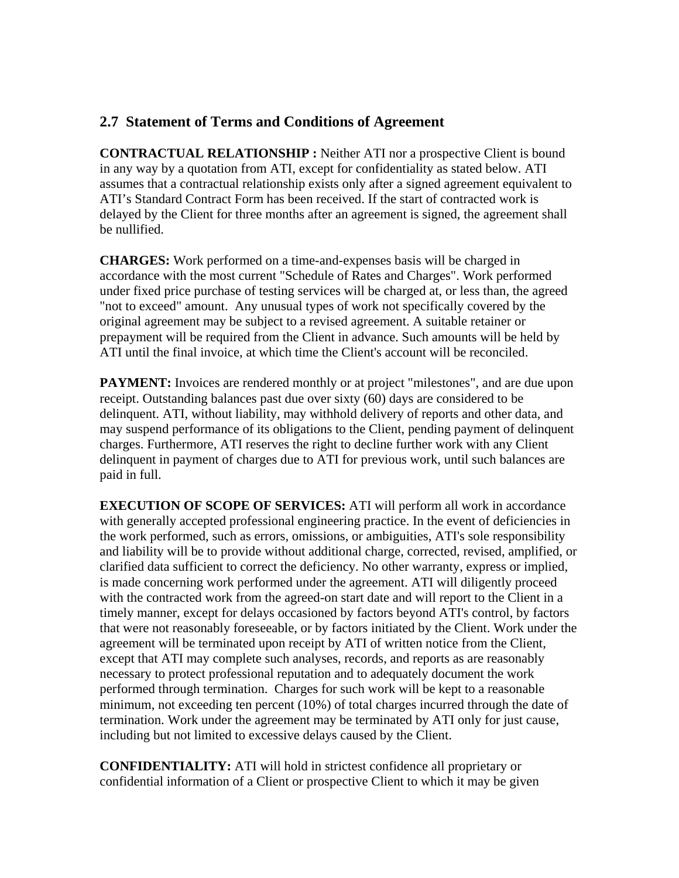## 2.7 Statement of Terms and Conditions of Agreement

**CONTRACTUAL RELATIONSHIP :** Neither ATI nor a prospective Client is bound in any way by a quotation from ATI, except for confidentiality as stated below. ATI assumes that a contractual relationship exists only after a signed agreement equivalent to ATI's Standard Contract Form has been received. If the start of contracted work is delayed by the Client for three months after an agreement is signed, the agreement shall be nullified.

**CHARGES:** Work performed on a time-and-expenses basis will be charged in accordance with the most current "Schedule of Rates and Charges". Work performed under fixed price purchase of testing services will be charged at, or less than, the agreed "not to exceed" amount. Any unusual types of work not specifically covered by the original agreement may be subject to a revised agreement. A suitable retainer or prepayment will be required from the Client in advance. Such amounts will be held by ATI until the final invoice, at which time the Client's account will be reconciled.

**PAYMENT:** Invoices are rendered monthly or at project "milestones", and are due upon receipt. Outstanding balances past due over sixty (60) days are considered to be delinquent. ATI, without liability, may withhold delivery of reports and other data, and may suspend performance of its obligations to the Client, pending payment of delinquent charges. Furthermore, ATI reserves the right to decline further work with any Client delinquent in payment of charges due to ATI for previous work, until such balances are paid in full.

**EXECUTION OF SCOPE OF SERVICES:** ATI will perform all work in accordance with generally accepted professional engineering practice. In the event of deficiencies in the work performed, such as errors, omissions, or ambiguities, ATI's sole responsibility and liability will be to provide without additional charge, corrected, revised, amplified, or clarified data sufficient to correct the deficiency. No other warranty, express or implied, is made concerning work performed under the agreement. ATI will diligently proceed with the contracted work from the agreed-on start date and will report to the Client in a timely manner, except for delays occasioned by factors beyond ATI's control, by factors that were not reasonably foreseeable, or by factors initiated by the Client. Work under the agreement will be terminated upon receipt by ATI of written notice from the Client, except that ATI may complete such analyses, records, and reports as are reasonably necessary to protect professional reputation and to adequately document the work performed through termination. Charges for such work will be kept to a reasonable minimum, not exceeding ten percent (10%) of total charges incurred through the date of termination. Work under the agreement may be terminated by ATI only for just cause, including but not limited to excessive delays caused by the Client.

**CONFIDENTIALITY:** ATI will hold in strictest confidence all proprietary or confidential information of a Client or prospective Client to which it may be given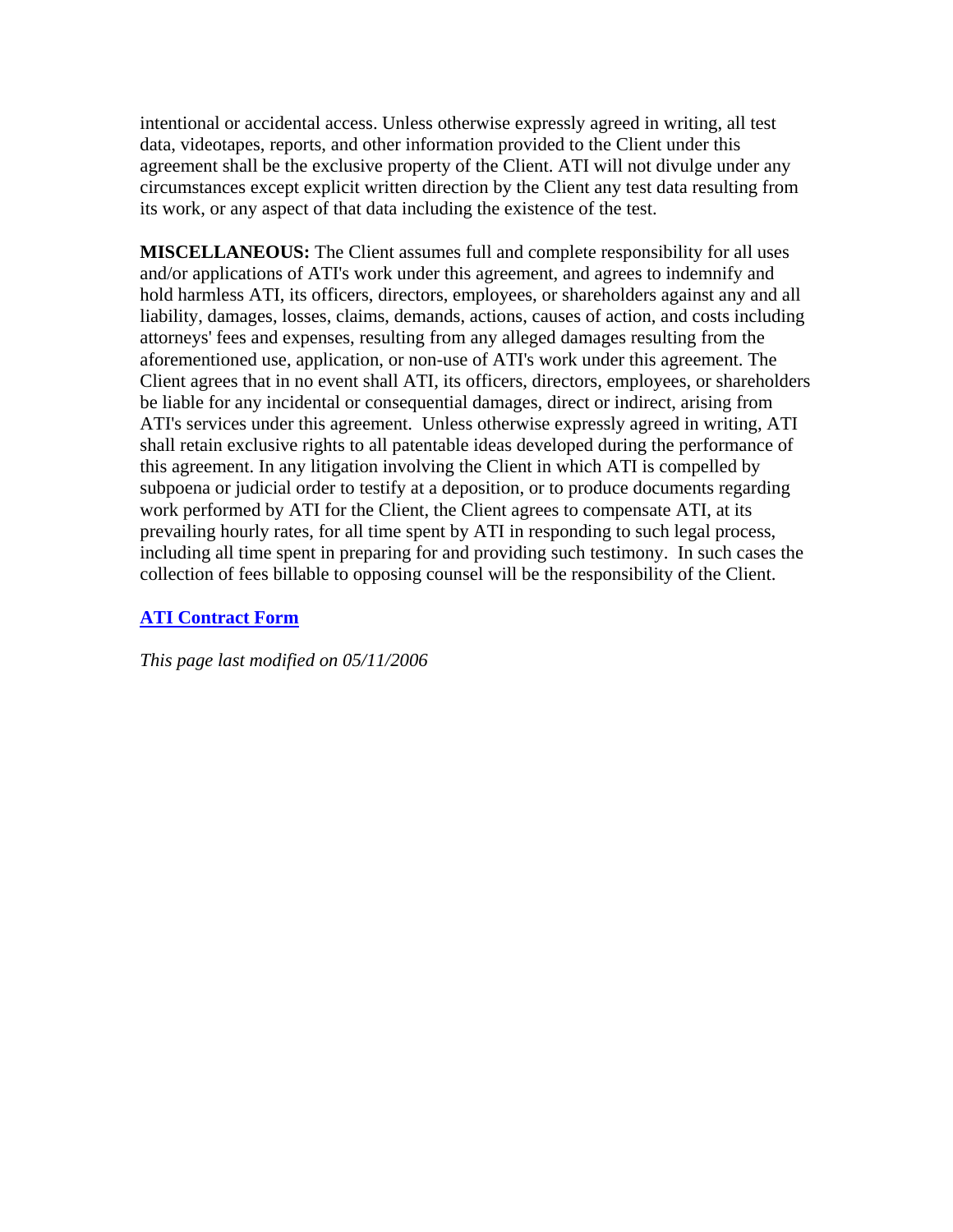intentional or accidental access. Unless otherwise expressly agreed in writing, all test data, videotapes, reports, and other information provided to the Client under this agreement shall be the exclusive property of the Client. ATI will not divulge under any circumstances except explicit written direction by the Client any test data resulting from its work, or any aspect of that data including the existence of the test.

**MISCELLANEOUS:** The Client assumes full and complete responsibility for all uses and/or applications of ATI's work under this agreement, and agrees to indemnify and hold harmless ATI, its officers, directors, employees, or shareholders against any and all liability, damages, losses, claims, demands, actions, causes of action, and costs including attorneys' fees and expenses, resulting from any alleged damages resulting from the aforementioned use, application, or non-use of ATI's work under this agreement. The Client agrees that in no event shall ATI, its officers, directors, employees, or shareholders be liable for any incidental or consequential damages, direct or indirect, arising from ATI's services under this agreement. Unless otherwise expressly agreed in writing, ATI shall retain exclusive rights to all patentable ideas developed during the performance of this agreement. In any litigation involving the Client in which ATI is compelled by subpoena or judicial order to testify at a deposition, or to produce documents regarding work performed by ATI for the Client, the Client agrees to compensate ATI, at its prevailing hourly rates, for all time spent by ATI in responding to such legal process, including all time spent in preparing for and providing such testimony. In such cases the collection of fees billable to opposing counsel will be the responsibility of the Client.

**ATI Contract Form**

*This page last modified on 05/11/2006*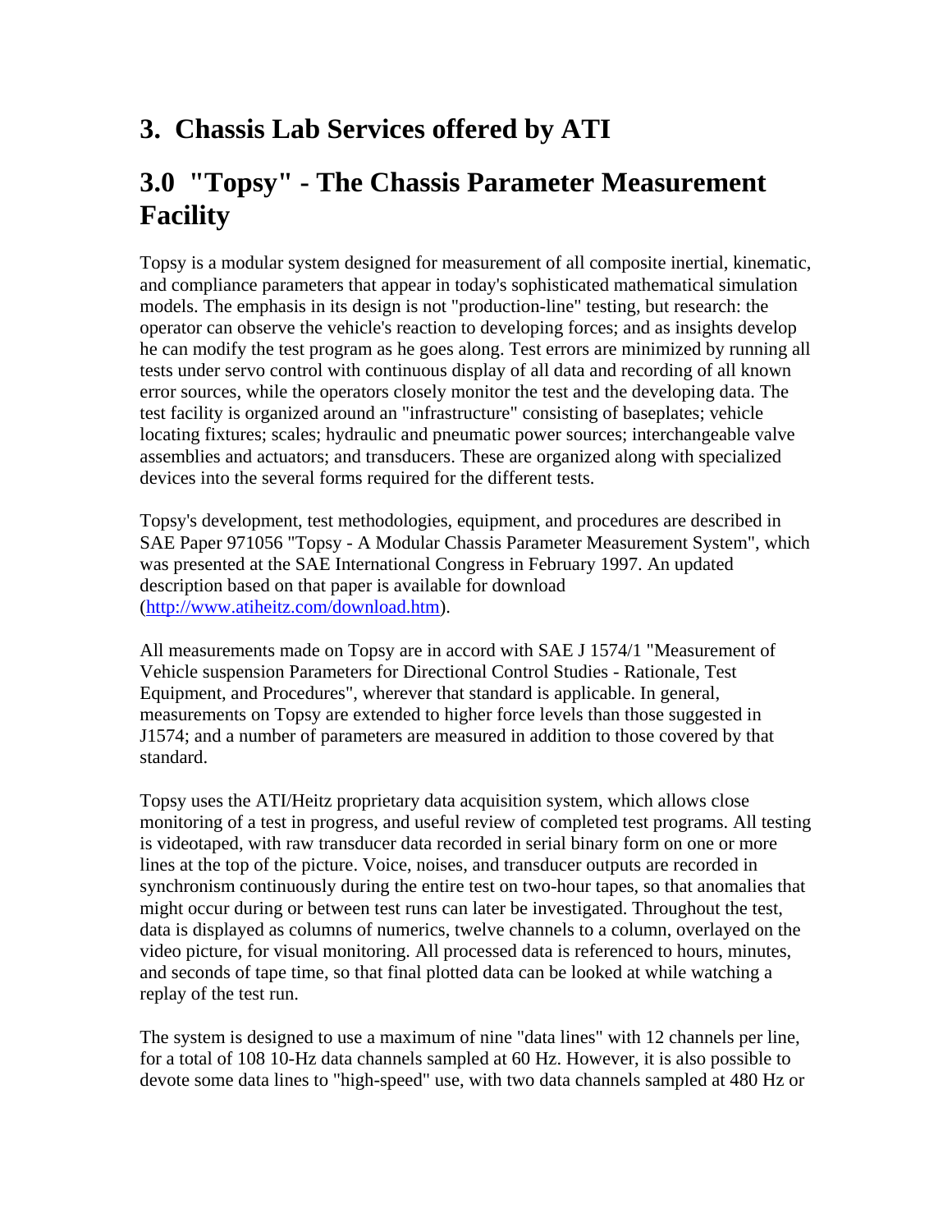# 3. Chassis Lab Services offered by ATI

# 3.0 "Topsy" - The Chassis Parameter Measurement Facility

Topsy is a modular system designed for measurement of all composite inertial, kinematic, and compliance parameters that appear in today's sophisticated mathematical simulation models. The emphasis in its design is not "production-line" testing, but research: the operator can observe the vehicle's reaction to developing forces; and as insights develop he can modify the test program as he goes along. Test errors are minimized by running all tests under servo control with continuous display of all data and recording of all known error sources, while the operators closely monitor the test and the developing data. The test facility is organized around an "infrastructure" consisting of baseplates; vehicle locating fixtures; scales; hydraulic and pneumatic power sources; interchangeable valve assemblies and actuators; and transducers. These are organized along with specialized devices into the several forms required for the different tests.

Topsy's development, test methodologies, equipment, and procedures are described in SAE Paper 971056 "Topsy - A Modular Chassis Parameter Measurement System", which was presented at the SAE International Congress in February 1997. An updated description based on that paper is available for download (http://www.atiheitz.com/download.htm).

All measurements made on Topsy are in accord with SAE J 1574/1 "Measurement of Vehicle suspension Parameters for Directional Control Studies - Rationale, Test Equipment, and Procedures", wherever that standard is applicable. In general, measurements on Topsy are extended to higher force levels than those suggested in J1574; and a number of parameters are measured in addition to those covered by that standard.

Topsy uses the ATI/Heitz proprietary data acquisition system, which allows close monitoring of a test in progress, and useful review of completed test programs. All testing is videotaped, with raw transducer data recorded in serial binary form on one or more lines at the top of the picture. Voice, noises, and transducer outputs are recorded in synchronism continuously during the entire test on two-hour tapes, so that anomalies that might occur during or between test runs can later be investigated. Throughout the test, data is displayed as columns of numerics, twelve channels to a column, overlayed on the video picture, for visual monitoring. All processed data is referenced to hours, minutes, and seconds of tape time, so that final plotted data can be looked at while watching a replay of the test run.

The system is designed to use a maximum of nine "data lines" with 12 channels per line, for a total of 108 10-Hz data channels sampled at 60 Hz. However, it is also possible to devote some data lines to "high-speed" use, with two data channels sampled at 480 Hz or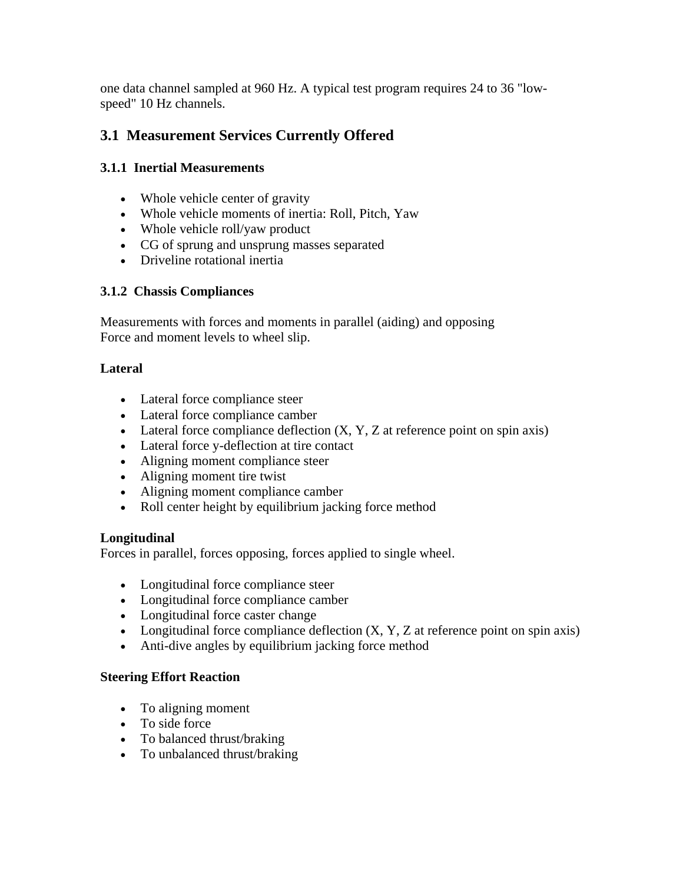one data channel sampled at 960 Hz. A typical test program requires 24 to 36 "low-speed" 10 Hz channels.

## 3.1 Measurement Services Currently Offered

### 3.1.1 Inertial Measurements

- Whole vehicle center of gravity
- Whole vehicle moments of inertia: Roll, Pitch, Yaw
- Whole vehicle roll/yaw product
- CG of sprung and unsprung masses separated
- Driveline rotational inertia

### 3.1.2 Chassis Compliances

Measurements with forces and moments in parallel (aiding) and opposing
Force and moment levels to wheel slip.

**Lateral**

- Lateral force compliance steer
- Lateral force compliance camber
- Lateral force compliance deflection (X, Y, Z at reference point on spin axis)
- Lateral force y-deflection at tire contact
- Aligning moment compliance steer
- Aligning moment tire twist
- Aligning moment compliance camber
- Roll center height by equilibrium jacking force method

**Longitudinal**
Forces in parallel, forces opposing, forces applied to single wheel.

- Longitudinal force compliance steer
- Longitudinal force compliance camber
- Longitudinal force caster change
- Longitudinal force compliance deflection (X, Y, Z at reference point on spin axis)
- Anti-dive angles by equilibrium jacking force method

**Steering Effort Reaction**

- To aligning moment
- To side force
- To balanced thrust/braking
- To unbalanced thrust/braking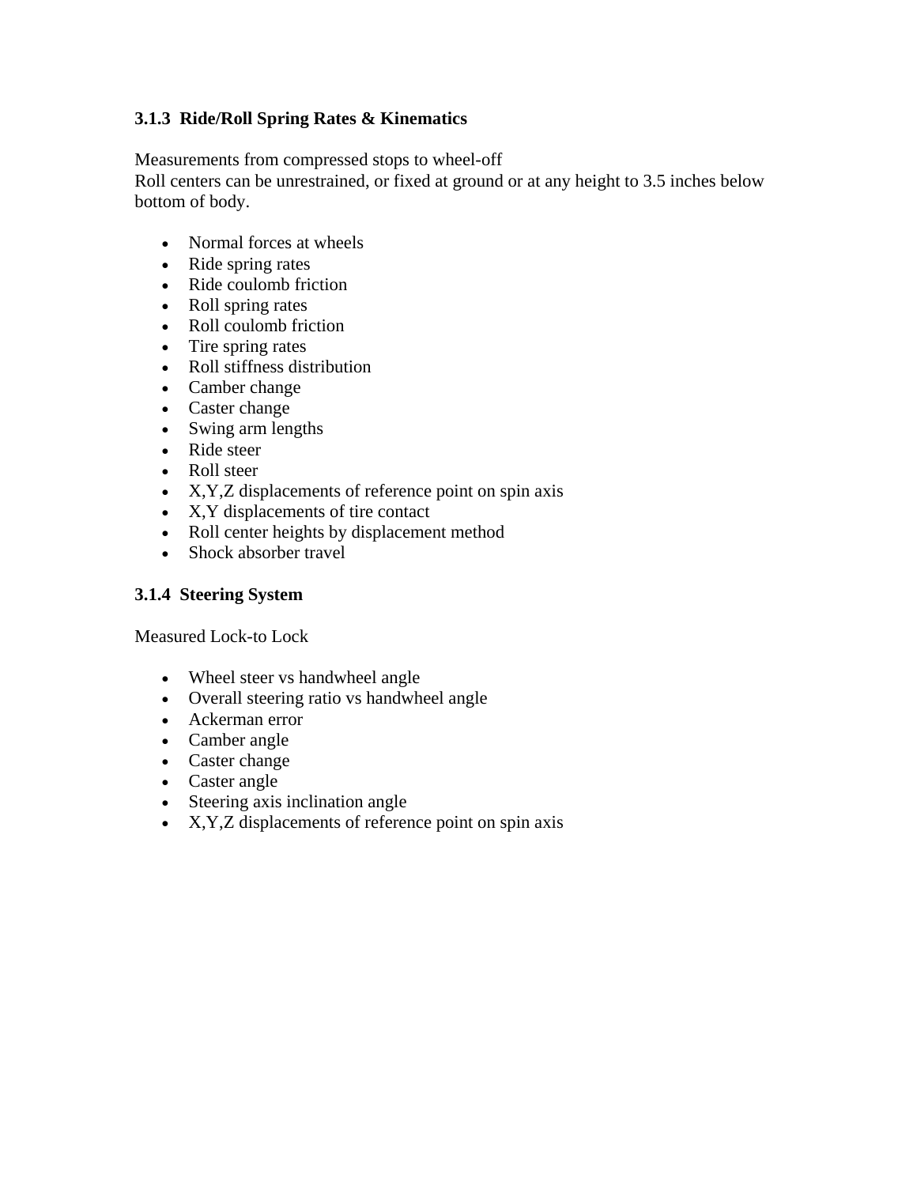### 3.1.3 Ride/Roll Spring Rates & Kinematics

Measurements from compressed stops to wheel-off
Roll centers can be unrestrained, or fixed at ground or at any height to 3.5 inches below bottom of body.

- Normal forces at wheels
- Ride spring rates
- Ride coulomb friction
- Roll spring rates
- Roll coulomb friction
- Tire spring rates
- Roll stiffness distribution
- Camber change
- Caster change
- Swing arm lengths
- Ride steer
- Roll steer
- X,Y,Z displacements of reference point on spin axis
- X,Y displacements of tire contact
- Roll center heights by displacement method
- Shock absorber travel

### 3.1.4 Steering System

Measured Lock-to Lock

- Wheel steer vs handwheel angle
- Overall steering ratio vs handwheel angle
- Ackerman error
- Camber angle
- Caster change
- Caster angle
- Steering axis inclination angle
- X,Y,Z displacements of reference point on spin axis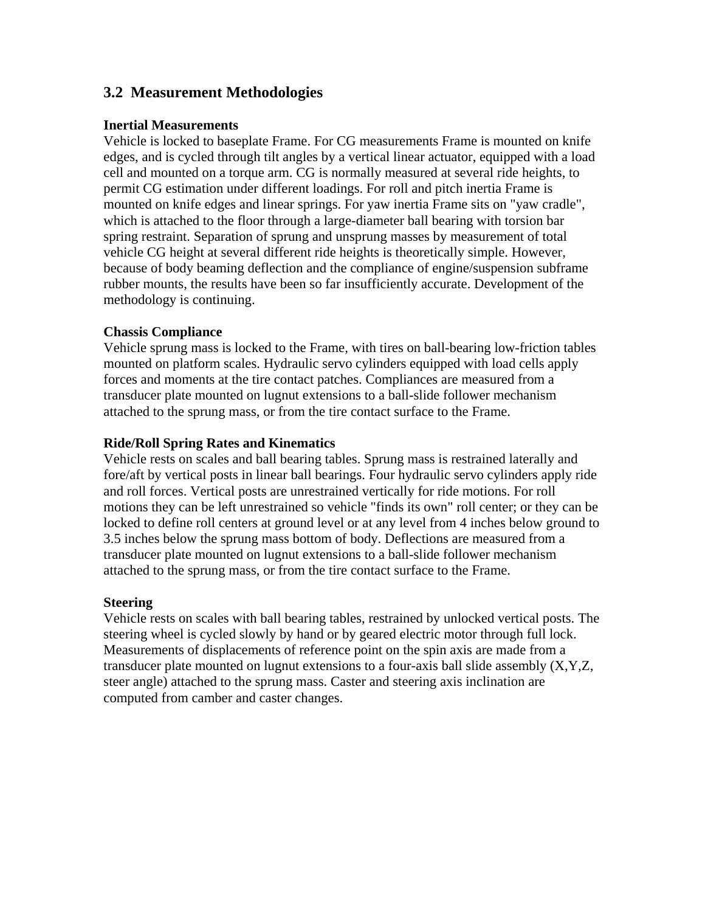## 3.2 Measurement Methodologies

**Inertial Measurements**

Vehicle is locked to baseplate Frame. For CG measurements Frame is mounted on knife edges, and is cycled through tilt angles by a vertical linear actuator, equipped with a load cell and mounted on a torque arm. CG is normally measured at several ride heights, to permit CG estimation under different loadings. For roll and pitch inertia Frame is mounted on knife edges and linear springs. For yaw inertia Frame sits on "yaw cradle", which is attached to the floor through a large-diameter ball bearing with torsion bar spring restraint. Separation of sprung and unsprung masses by measurement of total vehicle CG height at several different ride heights is theoretically simple. However, because of body beaming deflection and the compliance of engine/suspension subframe rubber mounts, the results have been so far insufficiently accurate. Development of the methodology is continuing.

**Chassis Compliance**

Vehicle sprung mass is locked to the Frame, with tires on ball-bearing low-friction tables mounted on platform scales. Hydraulic servo cylinders equipped with load cells apply forces and moments at the tire contact patches. Compliances are measured from a transducer plate mounted on lugnut extensions to a ball-slide follower mechanism attached to the sprung mass, or from the tire contact surface to the Frame.

**Ride/Roll Spring Rates and Kinematics**

Vehicle rests on scales and ball bearing tables. Sprung mass is restrained laterally and fore/aft by vertical posts in linear ball bearings. Four hydraulic servo cylinders apply ride and roll forces. Vertical posts are unrestrained vertically for ride motions. For roll motions they can be left unrestrained so vehicle "finds its own" roll center; or they can be locked to define roll centers at ground level or at any level from 4 inches below ground to 3.5 inches below the sprung mass bottom of body. Deflections are measured from a transducer plate mounted on lugnut extensions to a ball-slide follower mechanism attached to the sprung mass, or from the tire contact surface to the Frame.

**Steering**

Vehicle rests on scales with ball bearing tables, restrained by unlocked vertical posts. The steering wheel is cycled slowly by hand or by geared electric motor through full lock. Measurements of displacements of reference point on the spin axis are made from a transducer plate mounted on lugnut extensions to a four-axis ball slide assembly (X,Y,Z, steer angle) attached to the sprung mass. Caster and steering axis inclination are computed from camber and caster changes.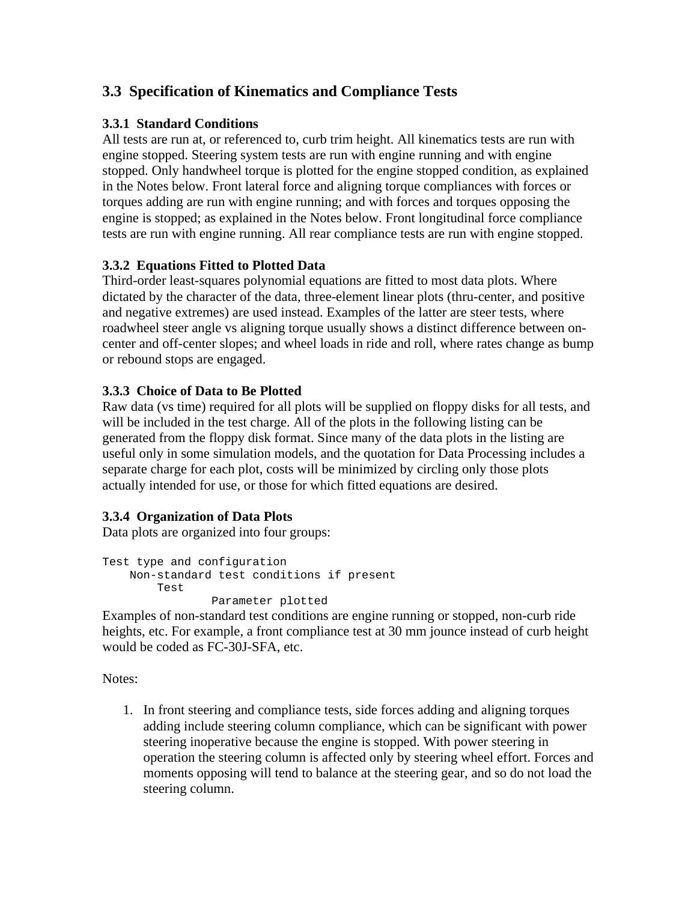## 3.3 Specification of Kinematics and Compliance Tests

### 3.3.1 Standard Conditions

All tests are run at, or referenced to, curb trim height. All kinematics tests are run with engine stopped. Steering system tests are run with engine running and with engine stopped. Only handwheel torque is plotted for the engine stopped condition, as explained in the Notes below. Front lateral force and aligning torque compliances with forces or torques adding are run with engine running; and with forces and torques opposing the engine is stopped; as explained in the Notes below. Front longitudinal force compliance tests are run with engine running. All rear compliance tests are run with engine stopped.

### 3.3.2 Equations Fitted to Plotted Data

Third-order least-squares polynomial equations are fitted to most data plots. Where dictated by the character of the data, three-element linear plots (thru-center, and positive and negative extremes) are used instead. Examples of the latter are steer tests, where roadwheel steer angle vs aligning torque usually shows a distinct difference between on-center and off-center slopes; and wheel loads in ride and roll, where rates change as bump or rebound stops are engaged.

### 3.3.3 Choice of Data to Be Plotted

Raw data (vs time) required for all plots will be supplied on floppy disks for all tests, and will be included in the test charge. All of the plots in the following listing can be generated from the floppy disk format. Since many of the data plots in the listing are useful only in some simulation models, and the quotation for Data Processing includes a separate charge for each plot, costs will be minimized by circling only those plots actually intended for use, or those for which fitted equations are desired.

### 3.3.4 Organization of Data Plots

Data plots are organized into four groups:

```
Test type and configuration
    Non-standard test conditions if present
        Test
                Parameter plotted
```

Examples of non-standard test conditions are engine running or stopped, non-curb ride heights, etc. For example, a front compliance test at 30 mm jounce instead of curb height would be coded as FC-30J-SFA, etc.

Notes:

1. In front steering and compliance tests, side forces adding and aligning torques adding include steering column compliance, which can be significant with power steering inoperative because the engine is stopped. With power steering in operation the steering column is affected only by steering wheel effort. Forces and moments opposing will tend to balance at the steering gear, and so do not load the steering column.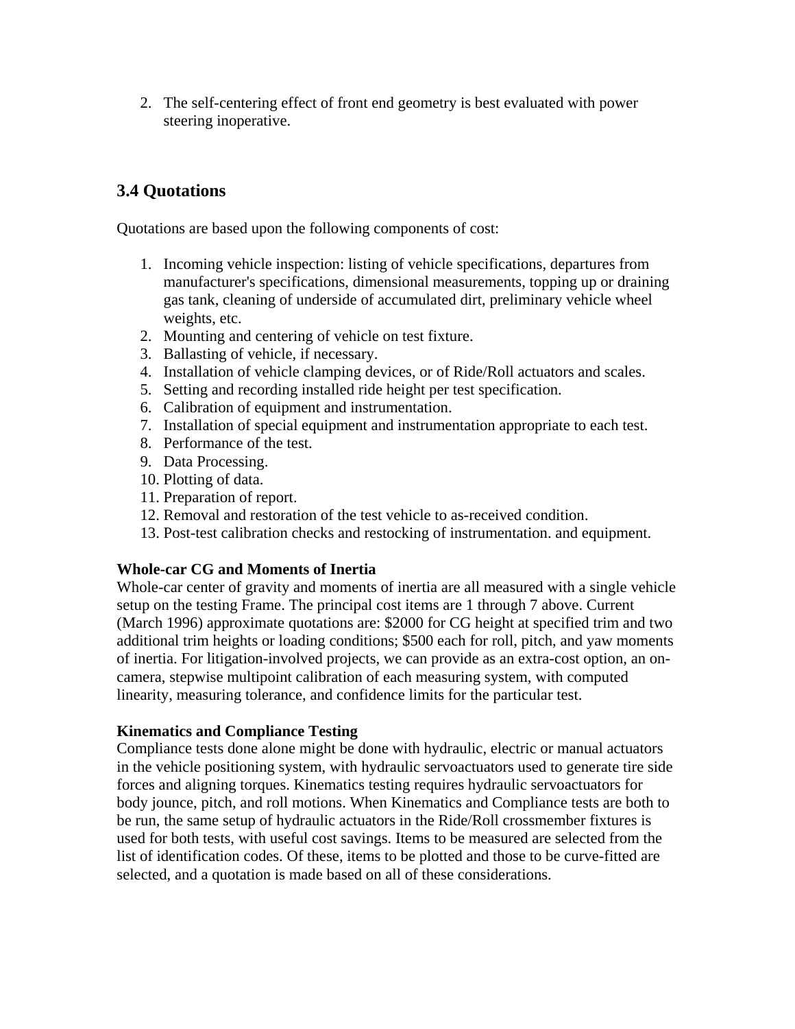2. The self-centering effect of front end geometry is best evaluated with power steering inoperative.

## 3.4 Quotations

Quotations are based upon the following components of cost:

1. Incoming vehicle inspection: listing of vehicle specifications, departures from manufacturer's specifications, dimensional measurements, topping up or draining gas tank, cleaning of underside of accumulated dirt, preliminary vehicle wheel weights, etc.
2. Mounting and centering of vehicle on test fixture.
3. Ballasting of vehicle, if necessary.
4. Installation of vehicle clamping devices, or of Ride/Roll actuators and scales.
5. Setting and recording installed ride height per test specification.
6. Calibration of equipment and instrumentation.
7. Installation of special equipment and instrumentation appropriate to each test.
8. Performance of the test.
9. Data Processing.
10. Plotting of data.
11. Preparation of report.
12. Removal and restoration of the test vehicle to as-received condition.
13. Post-test calibration checks and restocking of instrumentation. and equipment.

**Whole-car CG and Moments of Inertia**
Whole-car center of gravity and moments of inertia are all measured with a single vehicle setup on the testing Frame. The principal cost items are 1 through 7 above. Current (March 1996) approximate quotations are: $2000 for CG height at specified trim and two additional trim heights or loading conditions; $500 each for roll, pitch, and yaw moments of inertia. For litigation-involved projects, we can provide as an extra-cost option, an on-camera, stepwise multipoint calibration of each measuring system, with computed linearity, measuring tolerance, and confidence limits for the particular test.

**Kinematics and Compliance Testing**
Compliance tests done alone might be done with hydraulic, electric or manual actuators in the vehicle positioning system, with hydraulic servoactuators used to generate tire side forces and aligning torques. Kinematics testing requires hydraulic servoactuators for body jounce, pitch, and roll motions. When Kinematics and Compliance tests are both to be run, the same setup of hydraulic actuators in the Ride/Roll crossmember fixtures is used for both tests, with useful cost savings. Items to be measured are selected from the list of identification codes. Of these, items to be plotted and those to be curve-fitted are selected, and a quotation is made based on all of these considerations.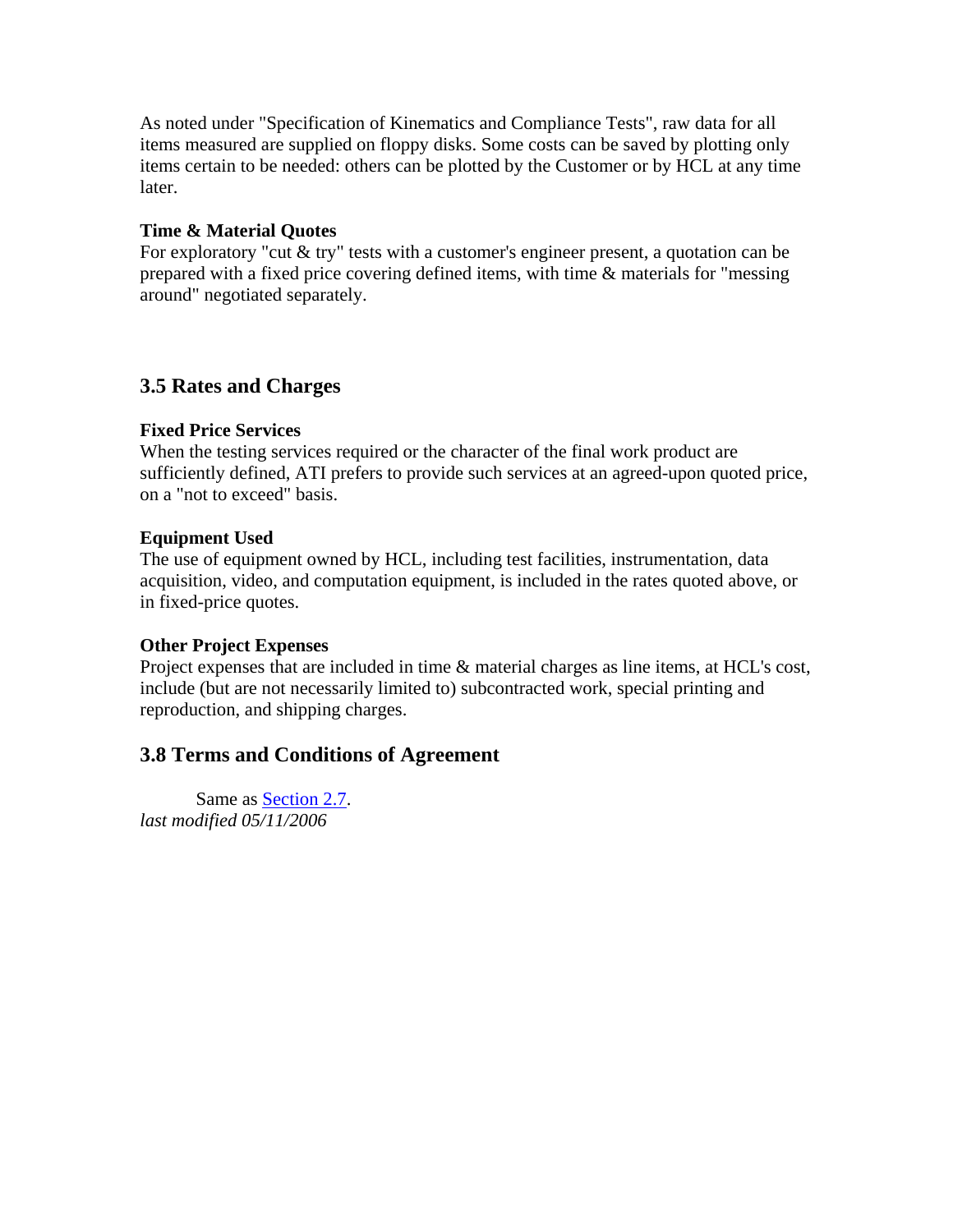As noted under "Specification of Kinematics and Compliance Tests", raw data for all items measured are supplied on floppy disks. Some costs can be saved by plotting only items certain to be needed: others can be plotted by the Customer or by HCL at any time later.

**Time & Material Quotes**
For exploratory "cut & try" tests with a customer's engineer present, a quotation can be prepared with a fixed price covering defined items, with time & materials for "messing around" negotiated separately.

## 3.5 Rates and Charges

**Fixed Price Services**
When the testing services required or the character of the final work product are sufficiently defined, ATI prefers to provide such services at an agreed-upon quoted price, on a "not to exceed" basis.

**Equipment Used**
The use of equipment owned by HCL, including test facilities, instrumentation, data acquisition, video, and computation equipment, is included in the rates quoted above, or in fixed-price quotes.

**Other Project Expenses**
Project expenses that are included in time & material charges as line items, at HCL's cost, include (but are not necessarily limited to) subcontracted work, special printing and reproduction, and shipping charges.

## 3.8 Terms and Conditions of Agreement

Same as Section 2.7.
*last modified 05/11/2006*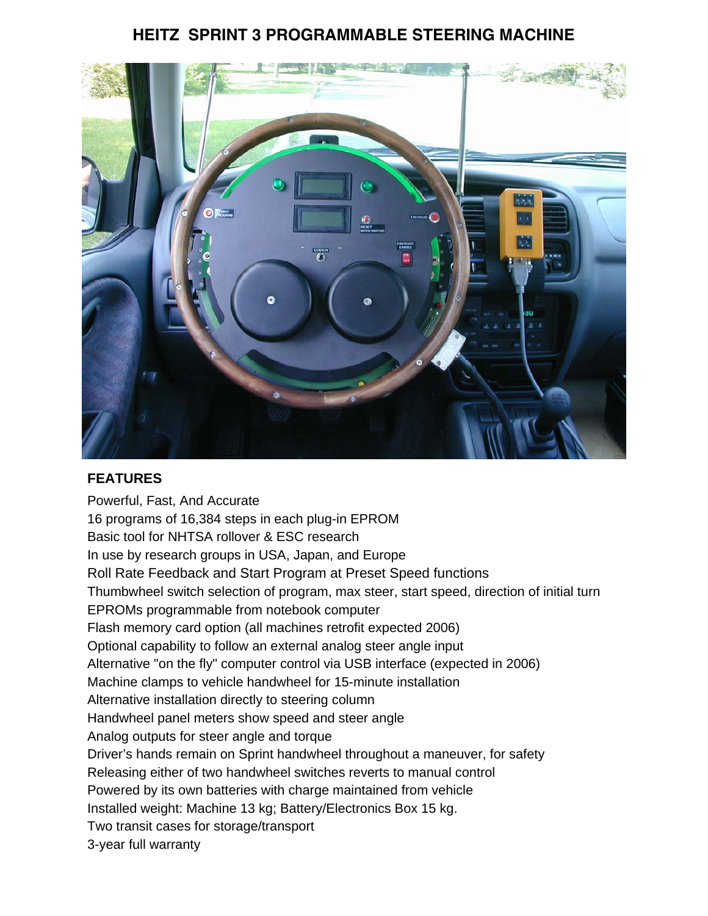# HEITZ SPRINT 3 PROGRAMMABLE STEERING MACHINE

## FEATURES

Powerful, Fast, And Accurate
16 programs of 16,384 steps in each plug-in EPROM
Basic tool for NHTSA rollover & ESC research
In use by research groups in USA, Japan, and Europe
Roll Rate Feedback and Start Program at Preset Speed functions
Thumbwheel switch selection of program, max steer, start speed, direction of initial turn
EPROMs programmable from notebook computer
Flash memory card option (all machines retrofit expected 2006)
Optional capability to follow an external analog steer angle input
Alternative "on the fly" computer control via USB interface (expected in 2006)
Machine clamps to vehicle handwheel for 15-minute installation
Alternative installation directly to steering column
Handwheel panel meters show speed and steer angle
Analog outputs for steer angle and torque
Driver's hands remain on Sprint handwheel throughout a maneuver, for safety
Releasing either of two handwheel switches reverts to manual control
Powered by its own batteries with charge maintained from vehicle
Installed weight: Machine 13 kg; Battery/Electronics Box 15 kg.
Two transit cases for storage/transport
3-year full warranty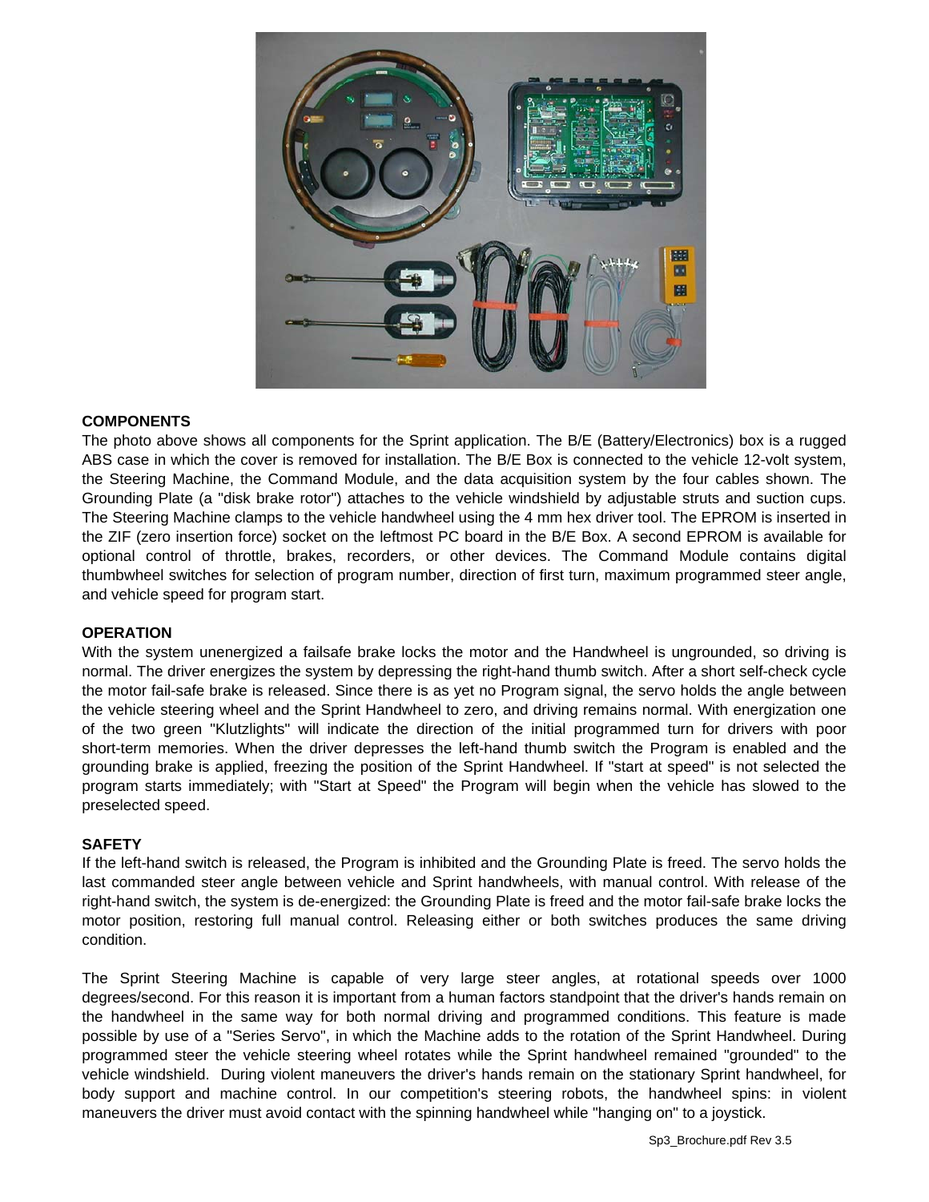**COMPONENTS**

The photo above shows all components for the Sprint application. The B/E (Battery/Electronics) box is a rugged ABS case in which the cover is removed for installation. The B/E Box is connected to the vehicle 12-volt system, the Steering Machine, the Command Module, and the data acquisition system by the four cables shown. The Grounding Plate (a "disk brake rotor") attaches to the vehicle windshield by adjustable struts and suction cups. The Steering Machine clamps to the vehicle handwheel using the 4 mm hex driver tool. The EPROM is inserted in the ZIF (zero insertion force) socket on the leftmost PC board in the B/E Box. A second EPROM is available for optional control of throttle, brakes, recorders, or other devices. The Command Module contains digital thumbwheel switches for selection of program number, direction of first turn, maximum programmed steer angle, and vehicle speed for program start.

**OPERATION**

With the system unenergized a failsafe brake locks the motor and the Handwheel is ungrounded, so driving is normal. The driver energizes the system by depressing the right-hand thumb switch. After a short self-check cycle the motor fail-safe brake is released. Since there is as yet no Program signal, the servo holds the angle between the vehicle steering wheel and the Sprint Handwheel to zero, and driving remains normal. With energization one of the two green "Klutzlights" will indicate the direction of the initial programmed turn for drivers with poor short-term memories. When the driver depresses the left-hand thumb switch the Program is enabled and the grounding brake is applied, freezing the position of the Sprint Handwheel. If "start at speed" is not selected the program starts immediately; with "Start at Speed" the Program will begin when the vehicle has slowed to the preselected speed.

**SAFETY**

If the left-hand switch is released, the Program is inhibited and the Grounding Plate is freed. The servo holds the last commanded steer angle between vehicle and Sprint handwheels, with manual control. With release of the right-hand switch, the system is de-energized: the Grounding Plate is freed and the motor fail-safe brake locks the motor position, restoring full manual control. Releasing either or both switches produces the same driving condition.

The Sprint Steering Machine is capable of very large steer angles, at rotational speeds over 1000 degrees/second. For this reason it is important from a human factors standpoint that the driver's hands remain on the handwheel in the same way for both normal driving and programmed conditions. This feature is made possible by use of a "Series Servo", in which the Machine adds to the rotation of the Sprint Handwheel. During programmed steer the vehicle steering wheel rotates while the Sprint handwheel remained "grounded" to the vehicle windshield. During violent maneuvers the driver's hands remain on the stationary Sprint handwheel, for body support and machine control. In our competition's steering robots, the handwheel spins: in violent maneuvers the driver must avoid contact with the spinning handwheel while "hanging on" to a joystick.

Sp3_Brochure.pdf Rev 3.5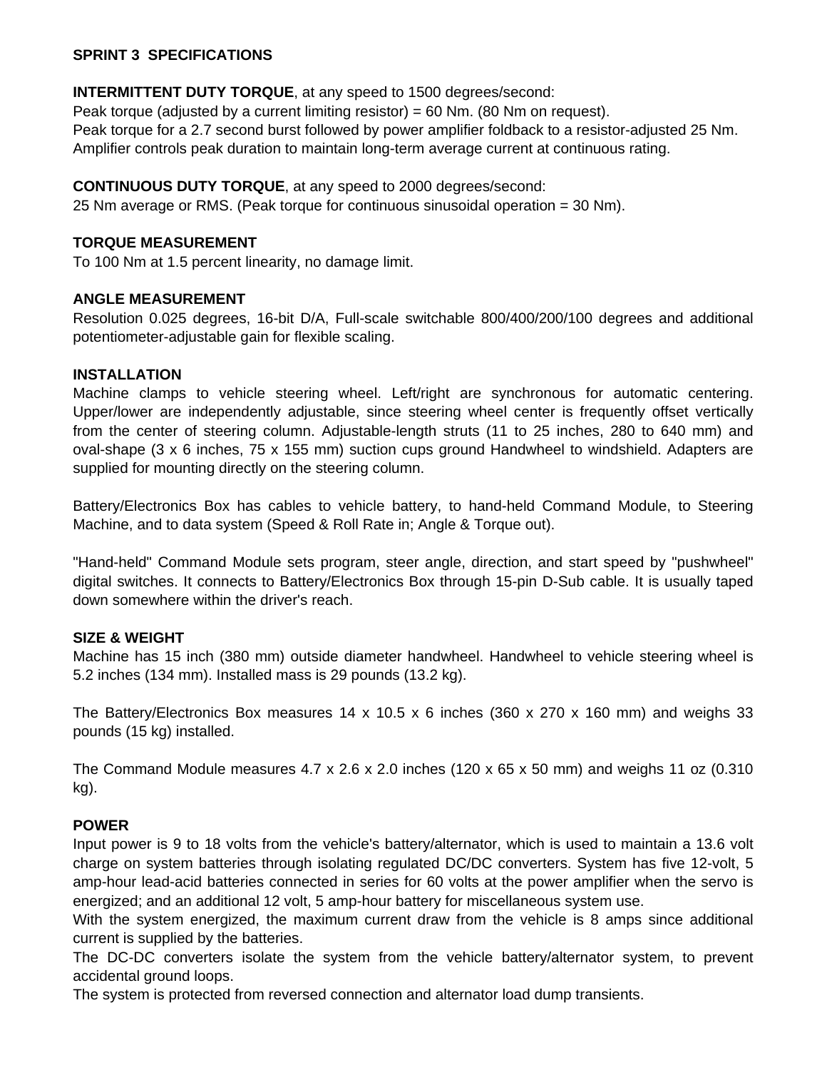## SPRINT 3 SPECIFICATIONS

**INTERMITTENT DUTY TORQUE**, at any speed to 1500 degrees/second:
Peak torque (adjusted by a current limiting resistor) = 60 Nm. (80 Nm on request).
Peak torque for a 2.7 second burst followed by power amplifier foldback to a resistor-adjusted 25 Nm.
Amplifier controls peak duration to maintain long-term average current at continuous rating.

**CONTINUOUS DUTY TORQUE**, at any speed to 2000 degrees/second:
25 Nm average or RMS. (Peak torque for continuous sinusoidal operation = 30 Nm).

**TORQUE MEASUREMENT**
To 100 Nm at 1.5 percent linearity, no damage limit.

**ANGLE MEASUREMENT**
Resolution 0.025 degrees, 16-bit D/A, Full-scale switchable 800/400/200/100 degrees and additional potentiometer-adjustable gain for flexible scaling.

**INSTALLATION**
Machine clamps to vehicle steering wheel. Left/right are synchronous for automatic centering. Upper/lower are independently adjustable, since steering wheel center is frequently offset vertically from the center of steering column. Adjustable-length struts (11 to 25 inches, 280 to 640 mm) and oval-shape (3 x 6 inches, 75 x 155 mm) suction cups ground Handwheel to windshield. Adapters are supplied for mounting directly on the steering column.

Battery/Electronics Box has cables to vehicle battery, to hand-held Command Module, to Steering Machine, and to data system (Speed & Roll Rate in; Angle & Torque out).

"Hand-held" Command Module sets program, steer angle, direction, and start speed by "pushwheel" digital switches. It connects to Battery/Electronics Box through 15-pin D-Sub cable. It is usually taped down somewhere within the driver's reach.

**SIZE & WEIGHT**
Machine has 15 inch (380 mm) outside diameter handwheel. Handwheel to vehicle steering wheel is 5.2 inches (134 mm). Installed mass is 29 pounds (13.2 kg).

The Battery/Electronics Box measures 14 x 10.5 x 6 inches (360 x 270 x 160 mm) and weighs 33 pounds (15 kg) installed.

The Command Module measures 4.7 x 2.6 x 2.0 inches (120 x 65 x 50 mm) and weighs 11 oz (0.310 kg).

**POWER**
Input power is 9 to 18 volts from the vehicle's battery/alternator, which is used to maintain a 13.6 volt charge on system batteries through isolating regulated DC/DC converters. System has five 12-volt, 5 amp-hour lead-acid batteries connected in series for 60 volts at the power amplifier when the servo is energized; and an additional 12 volt, 5 amp-hour battery for miscellaneous system use.
With the system energized, the maximum current draw from the vehicle is 8 amps since additional current is supplied by the batteries.
The DC-DC converters isolate the system from the vehicle battery/alternator system, to prevent accidental ground loops.
The system is protected from reversed connection and alternator load dump transients.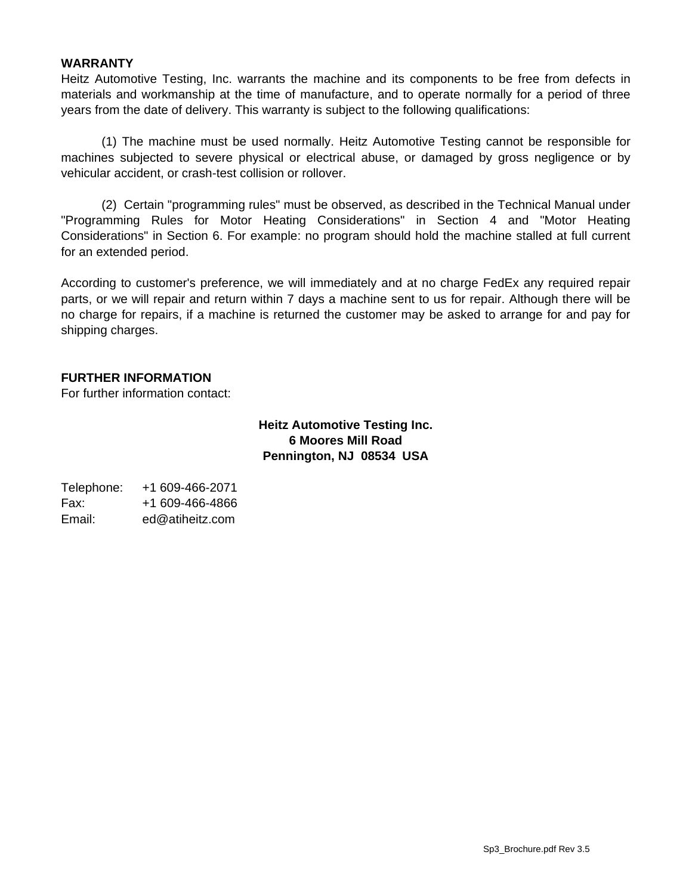## WARRANTY

Heitz Automotive Testing, Inc. warrants the machine and its components to be free from defects in materials and workmanship at the time of manufacture, and to operate normally for a period of three years from the date of delivery. This warranty is subject to the following qualifications:

(1) The machine must be used normally. Heitz Automotive Testing cannot be responsible for machines subjected to severe physical or electrical abuse, or damaged by gross negligence or by vehicular accident, or crash-test collision or rollover.

(2) Certain "programming rules" must be observed, as described in the Technical Manual under "Programming Rules for Motor Heating Considerations" in Section 4 and "Motor Heating Considerations" in Section 6. For example: no program should hold the machine stalled at full current for an extended period.

According to customer's preference, we will immediately and at no charge FedEx any required repair parts, or we will repair and return within 7 days a machine sent to us for repair. Although there will be no charge for repairs, if a machine is returned the customer may be asked to arrange for and pay for shipping charges.

## FURTHER INFORMATION

For further information contact:

**Heitz Automotive Testing Inc.**
**6 Moores Mill Road**
**Pennington, NJ 08534 USA**

Telephone: +1 609-466-2071
Fax: +1 609-466-4866
Email: ed@atiheitz.com

Sp3_Brochure.pdf Rev 3.5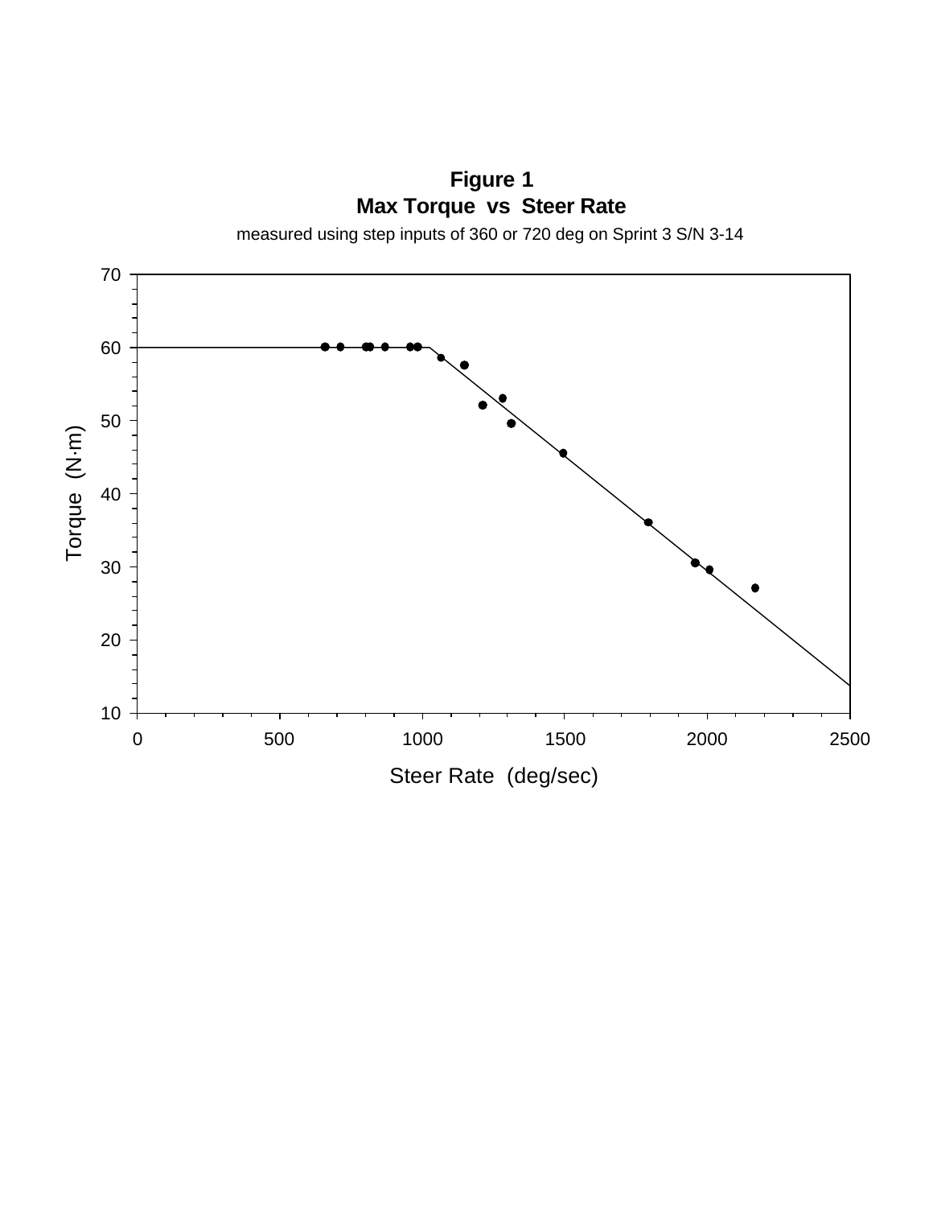**Figure 1**

**Max Torque vs Steer Rate**

measured using step inputs of 360 or 720 deg on Sprint 3 S/N 3-14

Torque (N·m)

Steer Rate (deg/sec)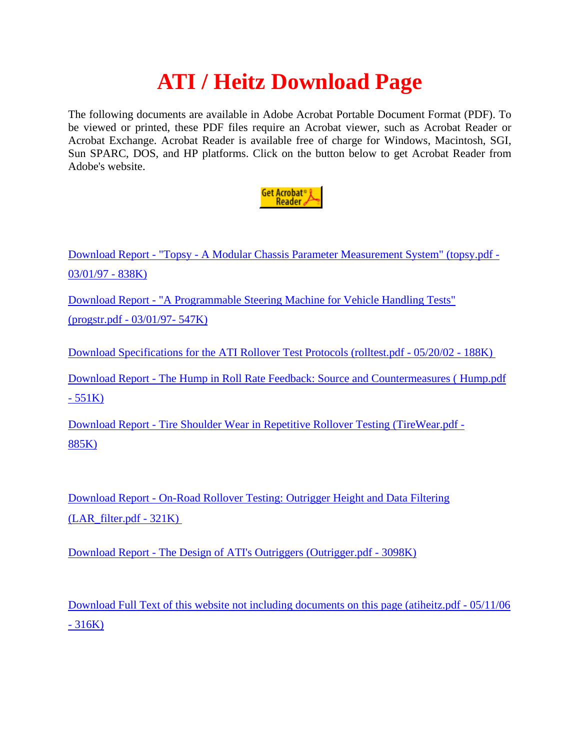# ATI / Heitz Download Page

The following documents are available in Adobe Acrobat Portable Document Format (PDF). To be viewed or printed, these PDF files require an Acrobat viewer, such as Acrobat Reader or Acrobat Exchange. Acrobat Reader is available free of charge for Windows, Macintosh, SGI, Sun SPARC, DOS, and HP platforms. Click on the button below to get Acrobat Reader from Adobe's website.

Get Acrobat® Reader

Download Report - "Topsy - A Modular Chassis Parameter Measurement System" (topsy.pdf - 03/01/97 - 838K)

Download Report - "A Programmable Steering Machine for Vehicle Handling Tests" (progstr.pdf - 03/01/97- 547K)

Download Specifications for the ATI Rollover Test Protocols (rolltest.pdf - 05/20/02 - 188K)

Download Report - The Hump in Roll Rate Feedback: Source and Countermeasures ( Hump.pdf - 551K)

Download Report - Tire Shoulder Wear in Repetitive Rollover Testing (TireWear.pdf - 885K)

Download Report - On-Road Rollover Testing: Outrigger Height and Data Filtering (LAR_filter.pdf - 321K)

Download Report - The Design of ATI's Outriggers (Outrigger.pdf - 3098K)

Download Full Text of this website not including documents on this page (atiheitz.pdf - 05/11/06 - 316K)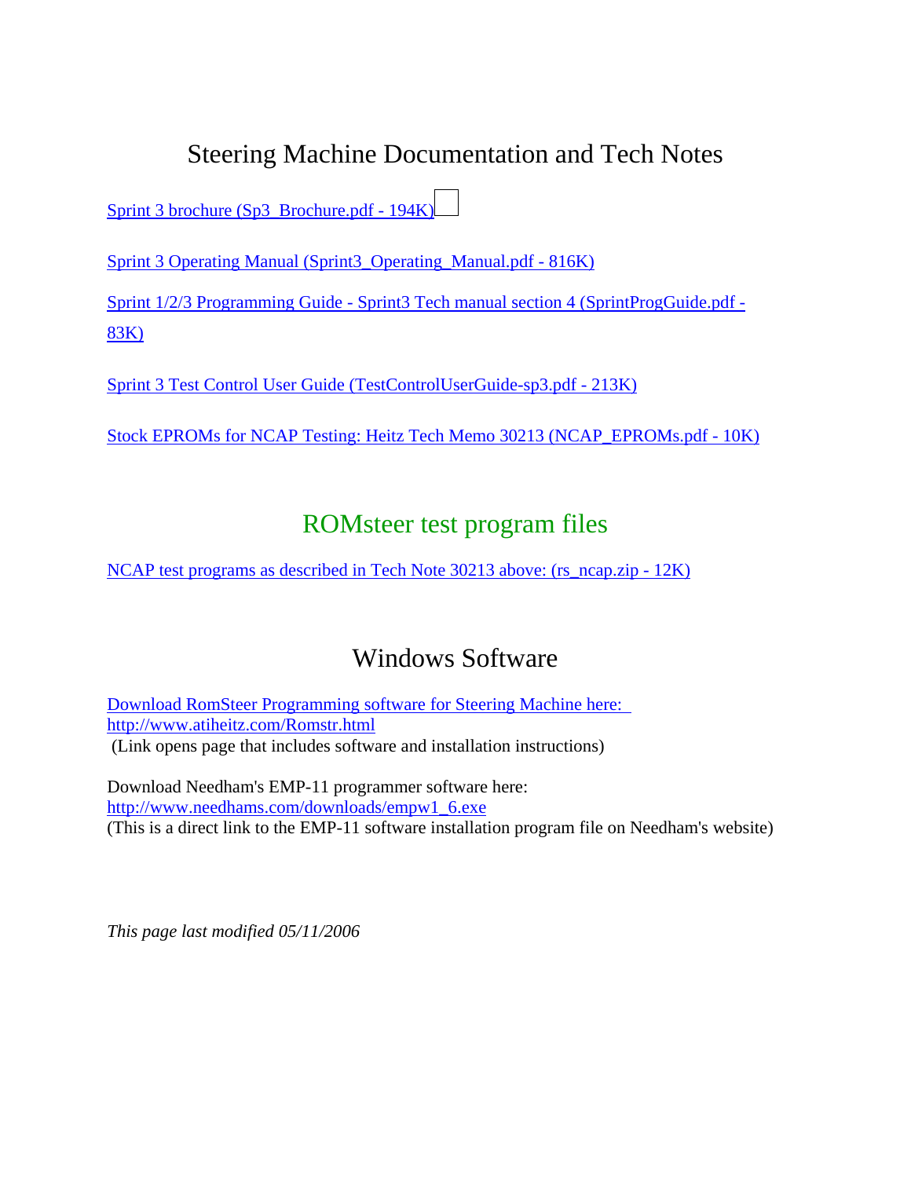# Steering Machine Documentation and Tech Notes

Sprint 3 brochure (Sp3_Brochure.pdf - 194K)

Sprint 3 Operating Manual (Sprint3_Operating_Manual.pdf - 816K)

Sprint 1/2/3 Programming Guide - Sprint3 Tech manual section 4 (SprintProgGuide.pdf - 83K)

Sprint 3 Test Control User Guide (TestControlUserGuide-sp3.pdf - 213K)

Stock EPROMs for NCAP Testing: Heitz Tech Memo 30213 (NCAP_EPROMs.pdf - 10K)

## ROMsteer test program files

NCAP test programs as described in Tech Note 30213 above: (rs_ncap.zip - 12K)

## Windows Software

Download RomSteer Programming software for Steering Machine here: http://www.atiheitz.com/Romstr.html
(Link opens page that includes software and installation instructions)

Download Needham's EMP-11 programmer software here:
http://www.needhams.com/downloads/empw1_6.exe
(This is a direct link to the EMP-11 software installation program file on Needham's website)

*This page last modified 05/11/2006*